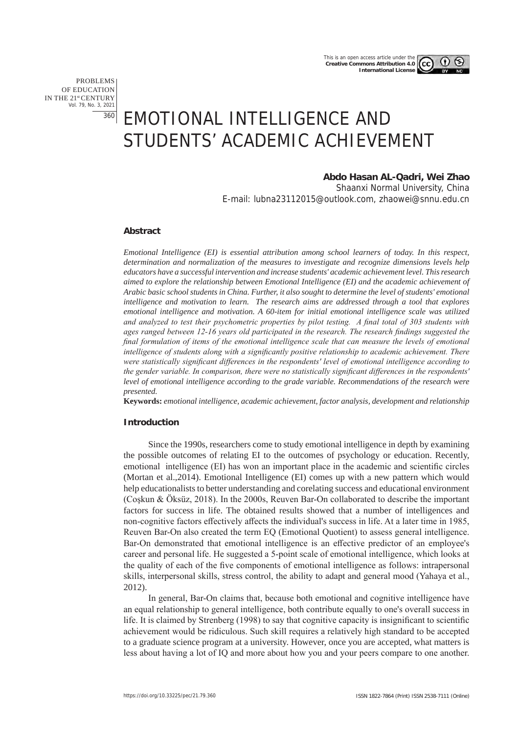# EMOTIONAL INTELLIGENCE AND STUDENTS' ACADEMIC ACHIEVEMENT

**Abdo Hasan AL-Qadri, Wei Zhao**

Shaanxi Normal University, China

E-mail: lubna23112015@outlook.com, zhaowei@snnu.edu.cn

### Abstract

*Emotional Intelligence (EI) is essential attribution among school learners of today. In this respect, determination and normalization of the measures to investigate and recognize dimensions levels help educators have a successful intervention and increase students' academic achievement level. This research aimed to explore the relationship between Emotional Intelligence (EI) and the academic achievement of Arabic basic school students in China. Further, it also sought to determine the level of students' emotional intelligence and motivation to learn. The research aims are addressed through a tool that explores emotional intelligence and motivation. A 60-item for initial emotional intelligence scale was utilized and analyzed to test their psychometric properties by pilot testing. A final total of 303 students with ages ranged between 12-16 years old participated in the research. The research findings suggested the final formulation of items of the emotional intelligence scale that can measure the levels of emotional intelligence of students along with a significantly positive relationship to academic achievement. There were statistically significant differences in the respondents' level of emotional intelligence according to the gender variable. In comparison, there were no statistically significant differences in the respondents' level of emotional intelligence according to the grade variable. Recommendations of the research were presented.*

**Keywords:** *emotional intelligence, academic achievement, factor analysis, development and relationship*

### Introduction

Since the 1990s, researchers come to study emotional intelligence in depth by examining the possible outcomes of relating EI to the outcomes of psychology or education. Recently, emotional intelligence (EI) has won an important place in the academic and scientific circles (Mortan et al.,2014). Emotional Intelligence (EI) comes up with a new pattern which would help educationalists to better understanding and corelating success and educational environment (Coşkun & Öksüz, 2018). In the 2000s, Reuven Bar-On collaborated to describe the important factors for success in life. The obtained results showed that a number of intelligences and non-cognitive factors effectively affects the individual's success in life. At a later time in 1985, Reuven Bar-On also created the term EQ (Emotional Quotient) to assess general intelligence. Bar-On demonstrated that emotional intelligence is an effective predictor of an employee's career and personal life. He suggested a 5-point scale of emotional intelligence, which looks at the quality of each of the five components of emotional intelligence as follows: intrapersonal skills, interpersonal skills, stress control, the ability to adapt and general mood (Yahaya et al., 2012).

In general, Bar-On claims that, because both emotional and cognitive intelligence have an equal relationship to general intelligence, both contribute equally to one's overall success in life. It is claimed by Strenberg (1998) to say that cognitive capacity is insignificant to scientific achievement would be ridiculous. Such skill requires a relatively high standard to be accepted to a graduate science program at a university. However, once you are accepted, what matters is less about having a lot of IQ and more about how you and your peers compare to one another.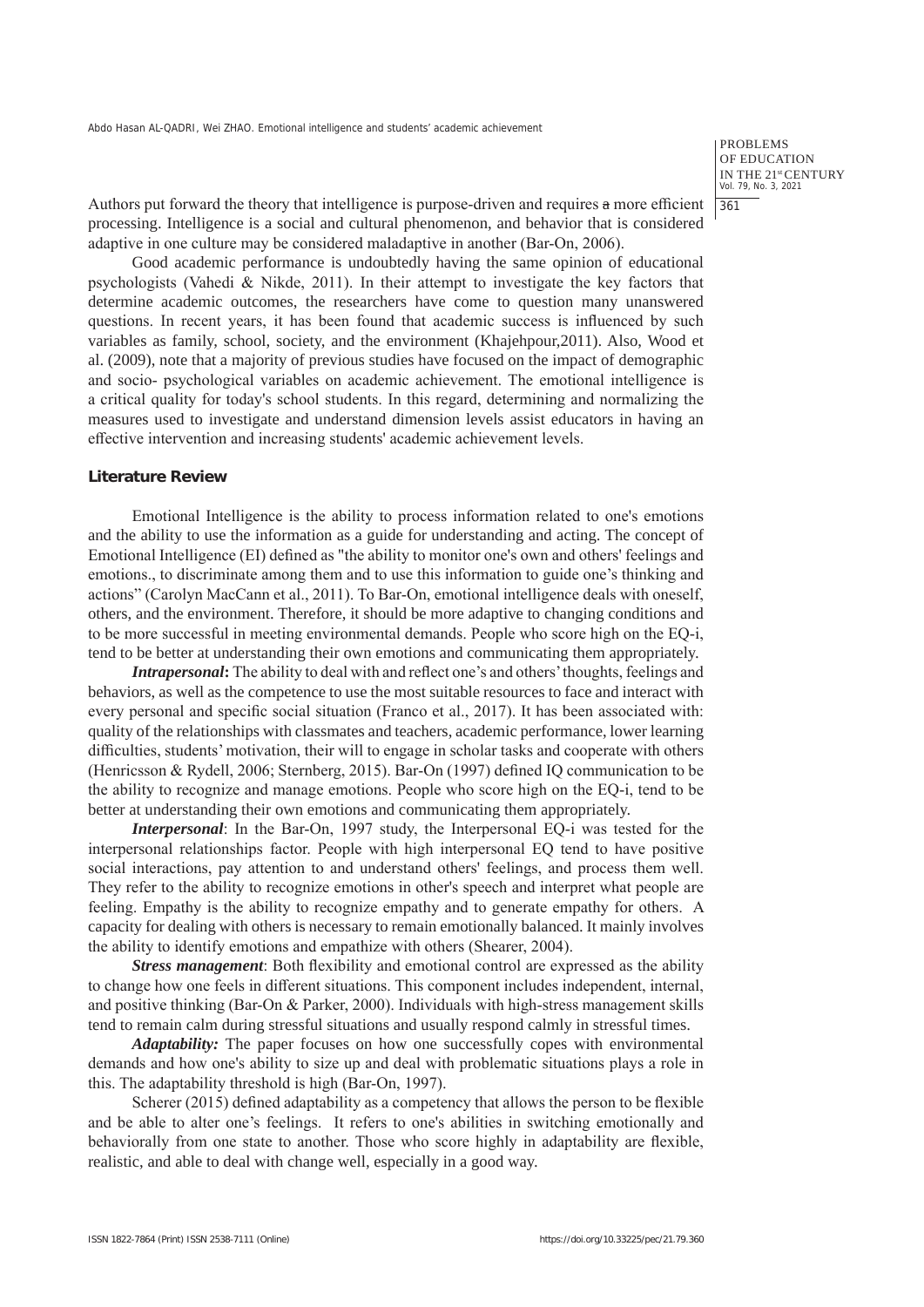Authors put forward the theory that intelligence is purpose-driven and requires a more efficient processing. Intelligence is a social and cultural phenomenon, and behavior that is considered adaptive in one culture may be considered maladaptive in another (Bar-On, 2006).

Good academic performance is undoubtedly having the same opinion of educational psychologists (Vahedi & Nikde, 2011). In their attempt to investigate the key factors that determine academic outcomes, the researchers have come to question many unanswered questions. In recent years, it has been found that academic success is influenced by such variables as family, school, society, and the environment (Khajehpour,2011). Also, Wood et al. (2009), note that a majority of previous studies have focused on the impact of demographic and socio- psychological variables on academic achievement. The emotional intelligence is a critical quality for today's school students. In this regard, determining and normalizing the measures used to investigate and understand dimension levels assist educators in having an effective intervention and increasing students' academic achievement levels.

## Literature Review

Emotional Intelligence is the ability to process information related to one's emotions and the ability to use the information as a guide for understanding and acting. The concept of Emotional Intelligence (EI) defined as "the ability to monitor one's own and others' feelings and emotions., to discriminate among them and to use this information to guide one's thinking and actions" (Carolyn MacCann et al., 2011). To Bar-On, emotional intelligence deals with oneself, others, and the environment. Therefore, it should be more adaptive to changing conditions and to be more successful in meeting environmental demands. People who score high on the EQ-i, tend to be better at understanding their own emotions and communicating them appropriately.

***Intrapersonal*:** The ability to deal with and reflect one's and others' thoughts, feelings and behaviors, as well as the competence to use the most suitable resources to face and interact with every personal and specific social situation (Franco et al., 2017). It has been associated with: quality of the relationships with classmates and teachers, academic performance, lower learning difficulties, students' motivation, their will to engage in scholar tasks and cooperate with others (Henricsson & Rydell, 2006; Sternberg, 2015). Bar-On (1997) defined IQ communication to be the ability to recognize and manage emotions. People who score high on the EQ-i, tend to be better at understanding their own emotions and communicating them appropriately.

***Interpersonal***: In the Bar-On, 1997 study, the Interpersonal EQ-i was tested for the interpersonal relationships factor. People with high interpersonal EQ tend to have positive social interactions, pay attention to and understand others' feelings, and process them well. They refer to the ability to recognize emotions in other's speech and interpret what people are feeling. Empathy is the ability to recognize empathy and to generate empathy for others. A capacity for dealing with others is necessary to remain emotionally balanced. It mainly involves the ability to identify emotions and empathize with others (Shearer, 2004).

***Stress management***: Both flexibility and emotional control are expressed as the ability to change how one feels in different situations. This component includes independent, internal, and positive thinking (Bar-On & Parker, 2000). Individuals with high-stress management skills tend to remain calm during stressful situations and usually respond calmly in stressful times.

***Adaptability:*** The paper focuses on how one successfully copes with environmental demands and how one's ability to size up and deal with problematic situations plays a role in this. The adaptability threshold is high (Bar-On, 1997).

Scherer (2015) defined adaptability as a competency that allows the person to be flexible and be able to alter one's feelings. It refers to one's abilities in switching emotionally and behaviorally from one state to another. Those who score highly in adaptability are flexible, realistic, and able to deal with change well, especially in a good way.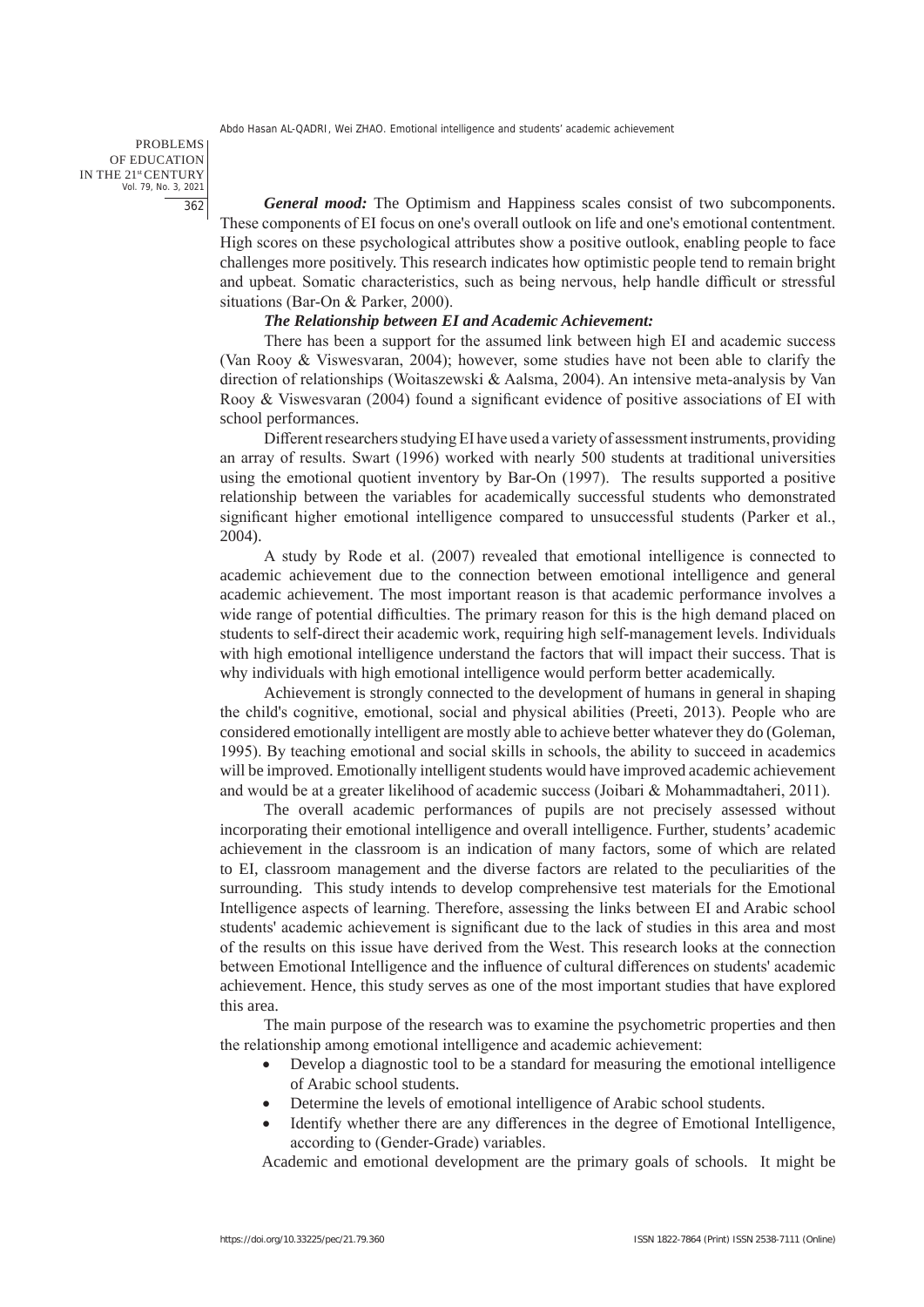***General mood:*** The Optimism and Happiness scales consist of two subcomponents. These components of EI focus on one's overall outlook on life and one's emotional contentment. High scores on these psychological attributes show a positive outlook, enabling people to face challenges more positively. This research indicates how optimistic people tend to remain bright and upbeat. Somatic characteristics, such as being nervous, help handle difficult or stressful situations (Bar-On & Parker, 2000).

***The Relationship between EI and Academic Achievement:***

There has been a support for the assumed link between high EI and academic success (Van Rooy & Viswesvaran, 2004); however, some studies have not been able to clarify the direction of relationships (Woitaszewski & Aalsma, 2004). An intensive meta-analysis by Van Rooy & Viswesvaran (2004) found a significant evidence of positive associations of EI with school performances.

Different researchers studying EI have used a variety of assessment instruments, providing an array of results. Swart (1996) worked with nearly 500 students at traditional universities using the emotional quotient inventory by Bar-On (1997). The results supported a positive relationship between the variables for academically successful students who demonstrated significant higher emotional intelligence compared to unsuccessful students (Parker et al., 2004).

A study by Rode et al. (2007) revealed that emotional intelligence is connected to academic achievement due to the connection between emotional intelligence and general academic achievement. The most important reason is that academic performance involves a wide range of potential difficulties. The primary reason for this is the high demand placed on students to self-direct their academic work, requiring high self-management levels. Individuals with high emotional intelligence understand the factors that will impact their success. That is why individuals with high emotional intelligence would perform better academically.

Achievement is strongly connected to the development of humans in general in shaping the child's cognitive, emotional, social and physical abilities (Preeti, 2013). People who are considered emotionally intelligent are mostly able to achieve better whatever they do (Goleman, 1995). By teaching emotional and social skills in schools, the ability to succeed in academics will be improved. Emotionally intelligent students would have improved academic achievement and would be at a greater likelihood of academic success (Joibari & Mohammadtaheri, 2011).

The overall academic performances of pupils are not precisely assessed without incorporating their emotional intelligence and overall intelligence. Further, students' academic achievement in the classroom is an indication of many factors, some of which are related to EI, classroom management and the diverse factors are related to the peculiarities of the surrounding. This study intends to develop comprehensive test materials for the Emotional Intelligence aspects of learning. Therefore, assessing the links between EI and Arabic school students' academic achievement is significant due to the lack of studies in this area and most of the results on this issue have derived from the West. This research looks at the connection between Emotional Intelligence and the influence of cultural differences on students' academic achievement. Hence, this study serves as one of the most important studies that have explored this area.

The main purpose of the research was to examine the psychometric properties and then the relationship among emotional intelligence and academic achievement:

- Develop a diagnostic tool to be a standard for measuring the emotional intelligence of Arabic school students.
- Determine the levels of emotional intelligence of Arabic school students.
- Identify whether there are any differences in the degree of Emotional Intelligence, according to (Gender-Grade) variables.

Academic and emotional development are the primary goals of schools. It might be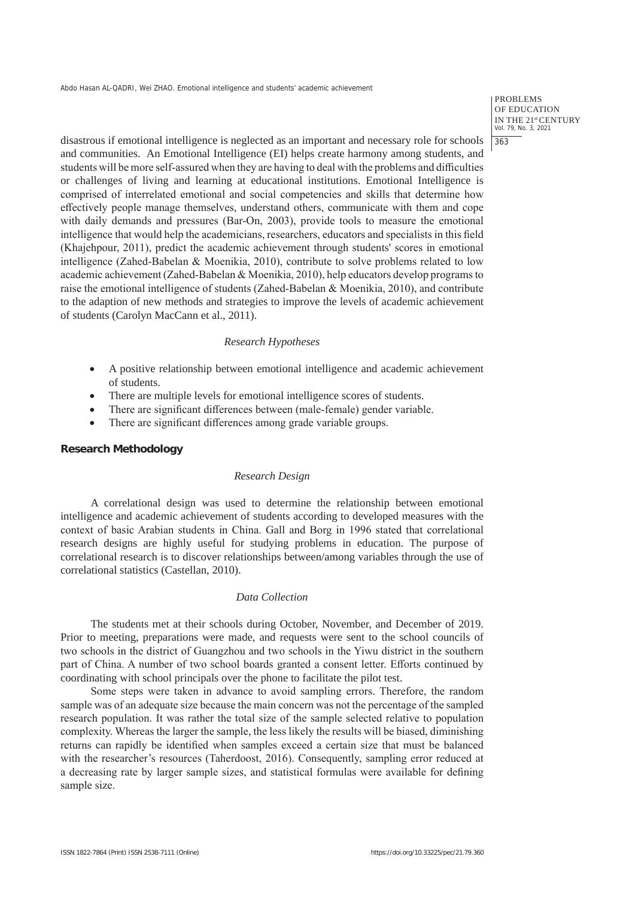disastrous if emotional intelligence is neglected as an important and necessary role for schools and communities. An Emotional Intelligence (EI) helps create harmony among students, and students will be more self-assured when they are having to deal with the problems and difficulties or challenges of living and learning at educational institutions. Emotional Intelligence is comprised of interrelated emotional and social competencies and skills that determine how effectively people manage themselves, understand others, communicate with them and cope with daily demands and pressures (Bar-On, 2003), provide tools to measure the emotional intelligence that would help the academicians, researchers, educators and specialists in this field (Khajehpour, 2011), predict the academic achievement through students' scores in emotional intelligence (Zahed-Babelan & Moenikia, 2010), contribute to solve problems related to low academic achievement (Zahed-Babelan & Moenikia, 2010), help educators develop programs to raise the emotional intelligence of students (Zahed-Babelan & Moenikia, 2010), and contribute to the adaption of new methods and strategies to improve the levels of academic achievement of students (Carolyn MacCann et al., 2011).

### *Research Hypotheses*

- A positive relationship between emotional intelligence and academic achievement of students.
- There are multiple levels for emotional intelligence scores of students.
- There are significant differences between (male-female) gender variable.
- There are significant differences among grade variable groups.

## Research Methodology

### *Research Design*

A correlational design was used to determine the relationship between emotional intelligence and academic achievement of students according to developed measures with the context of basic Arabian students in China. Gall and Borg in 1996 stated that correlational research designs are highly useful for studying problems in education. The purpose of correlational research is to discover relationships between/among variables through the use of correlational statistics (Castellan, 2010).

### *Data Collection*

The students met at their schools during October, November, and December of 2019. Prior to meeting, preparations were made, and requests were sent to the school councils of two schools in the district of Guangzhou and two schools in the Yiwu district in the southern part of China. A number of two school boards granted a consent letter. Efforts continued by coordinating with school principals over the phone to facilitate the pilot test.

Some steps were taken in advance to avoid sampling errors. Therefore, the random sample was of an adequate size because the main concern was not the percentage of the sampled research population. It was rather the total size of the sample selected relative to population complexity. Whereas the larger the sample, the less likely the results will be biased, diminishing returns can rapidly be identified when samples exceed a certain size that must be balanced with the researcher's resources (Taherdoost, 2016). Consequently, sampling error reduced at a decreasing rate by larger sample sizes, and statistical formulas were available for defining sample size.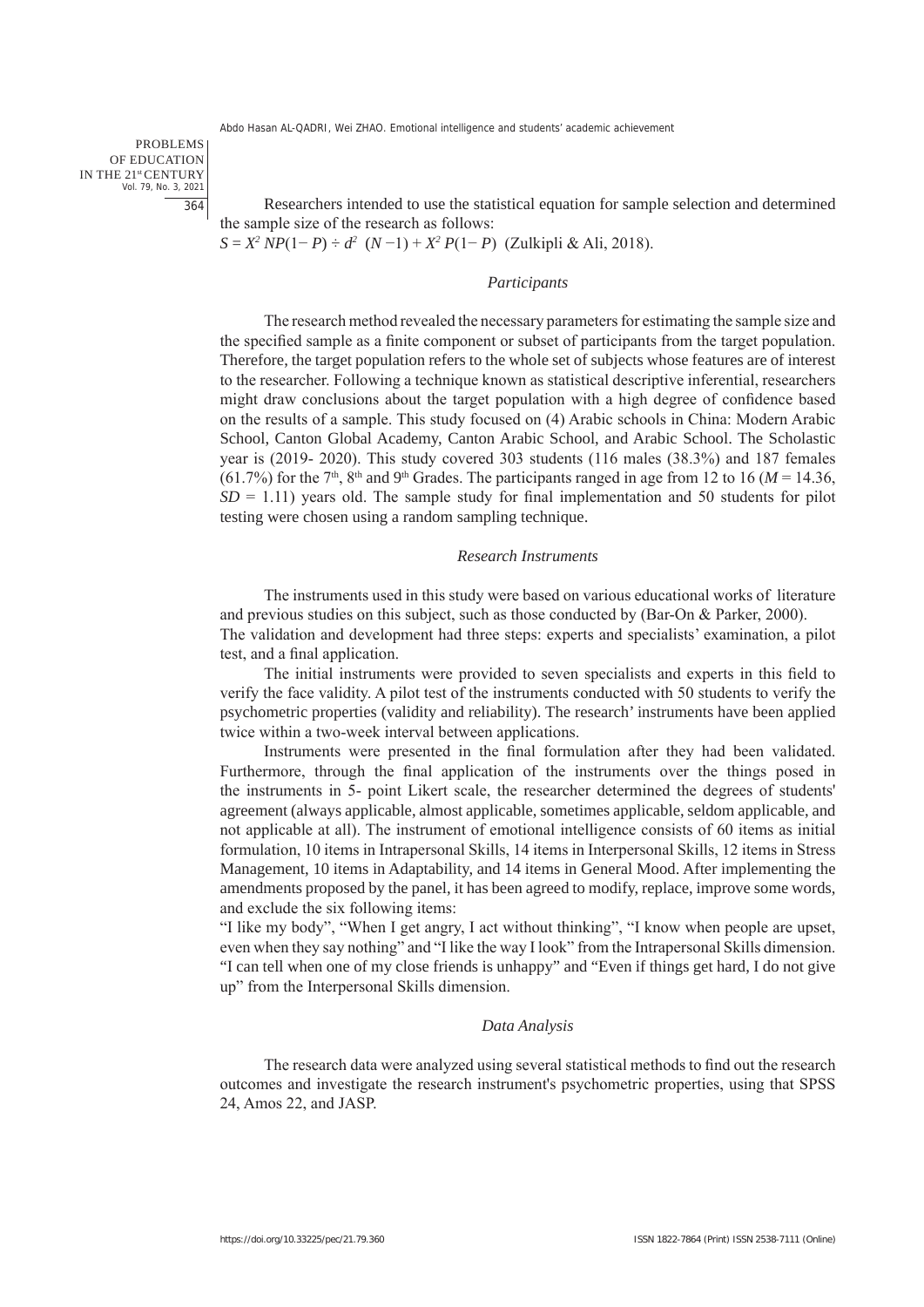Researchers intended to use the statistical equation for sample selection and determined the sample size of the research as follows:
$S = X^2 NP(1 - P) \div d^2 \ (N - 1) + X^2 P(1 - P)$ (Zulkipli & Ali, 2018).

### *Participants*

The research method revealed the necessary parameters for estimating the sample size and the specified sample as a finite component or subset of participants from the target population. Therefore, the target population refers to the whole set of subjects whose features are of interest to the researcher. Following a technique known as statistical descriptive inferential, researchers might draw conclusions about the target population with a high degree of confidence based on the results of a sample. This study focused on (4) Arabic schools in China: Modern Arabic School, Canton Global Academy, Canton Arabic School, and Arabic School. The Scholastic year is (2019- 2020). This study covered 303 students (116 males (38.3%) and 187 females (61.7%) for the 7th, 8th and 9th Grades. The participants ranged in age from 12 to 16 ($M = 14.36$, $SD = 1.11$) years old. The sample study for final implementation and 50 students for pilot testing were chosen using a random sampling technique.

### *Research Instruments*

The instruments used in this study were based on various educational works of literature and previous studies on this subject, such as those conducted by (Bar-On & Parker, 2000).
The validation and development had three steps: experts and specialists' examination, a pilot test, and a final application.

The initial instruments were provided to seven specialists and experts in this field to verify the face validity. A pilot test of the instruments conducted with 50 students to verify the psychometric properties (validity and reliability). The research' instruments have been applied twice within a two-week interval between applications.

Instruments were presented in the final formulation after they had been validated. Furthermore, through the final application of the instruments over the things posed in the instruments in 5- point Likert scale, the researcher determined the degrees of students' agreement (always applicable, almost applicable, sometimes applicable, seldom applicable, and not applicable at all). The instrument of emotional intelligence consists of 60 items as initial formulation, 10 items in Intrapersonal Skills, 14 items in Interpersonal Skills, 12 items in Stress Management, 10 items in Adaptability, and 14 items in General Mood. After implementing the amendments proposed by the panel, it has been agreed to modify, replace, improve some words, and exclude the six following items:
"I like my body", "When I get angry, I act without thinking", "I know when people are upset, even when they say nothing" and "I like the way I look" from the Intrapersonal Skills dimension. "I can tell when one of my close friends is unhappy" and "Even if things get hard, I do not give up" from the Interpersonal Skills dimension.

### *Data Analysis*

The research data were analyzed using several statistical methods to find out the research outcomes and investigate the research instrument's psychometric properties, using that SPSS 24, Amos 22, and JASP.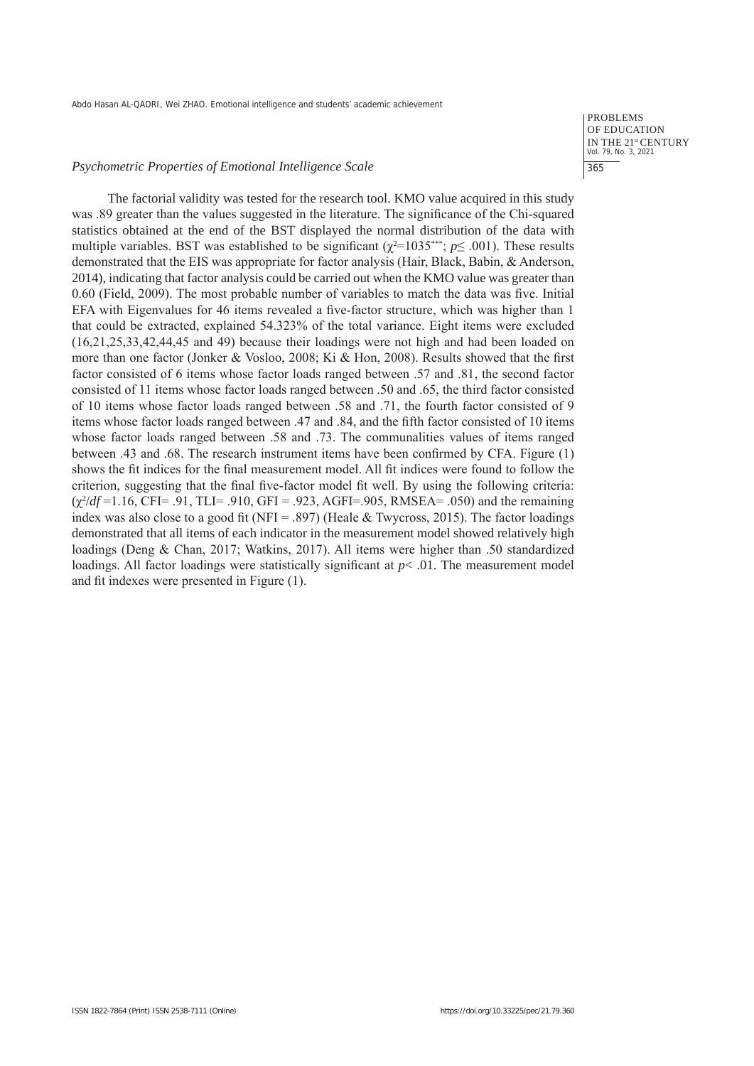### *Psychometric Properties of Emotional Intelligence Scale*

The factorial validity was tested for the research tool. KMO value acquired in this study was .89 greater than the values suggested in the literature. The significance of the Chi-squared statistics obtained at the end of the BST displayed the normal distribution of the data with multiple variables. BST was established to be significant ($\chi^2$=1035***; $p \leq .001$). These results demonstrated that the EIS was appropriate for factor analysis (Hair, Black, Babin, & Anderson, 2014), indicating that factor analysis could be carried out when the KMO value was greater than 0.60 (Field, 2009). The most probable number of variables to match the data was five. Initial EFA with Eigenvalues for 46 items revealed a five-factor structure, which was higher than 1 that could be extracted, explained 54.323% of the total variance. Eight items were excluded (16,21,25,33,42,44,45 and 49) because their loadings were not high and had been loaded on more than one factor (Jonker & Vosloo, 2008; Ki & Hon, 2008). Results showed that the first factor consisted of 6 items whose factor loads ranged between .57 and .81, the second factor consisted of 11 items whose factor loads ranged between .50 and .65, the third factor consisted of 10 items whose factor loads ranged between .58 and .71, the fourth factor consisted of 9 items whose factor loads ranged between .47 and .84, and the fifth factor consisted of 10 items whose factor loads ranged between .58 and .73. The communalities values of items ranged between .43 and .68. The research instrument items have been confirmed by CFA. Figure (1) shows the fit indices for the final measurement model. All fit indices were found to follow the criterion, suggesting that the final five-factor model fit well. By using the following criteria: ($\chi^2/df$ =1.16, CFI= .91, TLI= .910, GFI = .923, AGFI=.905, RMSEA= .050) and the remaining index was also close to a good fit (NFI = .897) (Heale & Twycross, 2015). The factor loadings demonstrated that all items of each indicator in the measurement model showed relatively high loadings (Deng & Chan, 2017; Watkins, 2017). All items were higher than .50 standardized loadings. All factor loadings were statistically significant at $p < .01$. The measurement model and fit indexes were presented in Figure (1).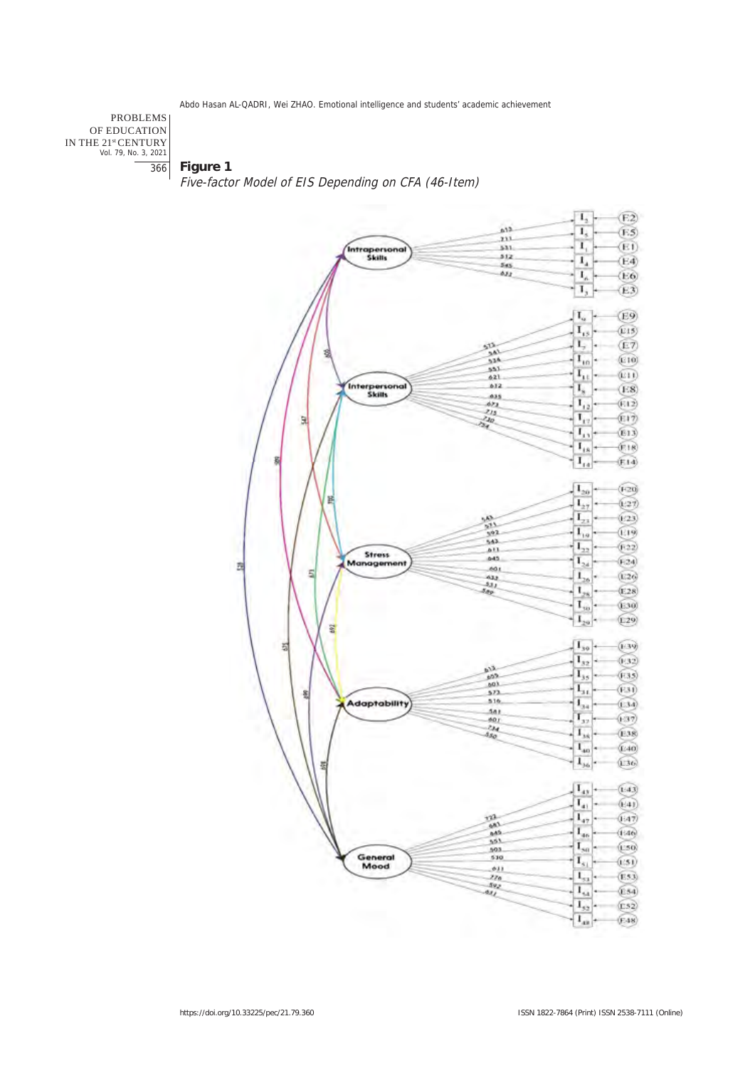**Figure 1**

*Five-factor Model of EIS Depending on CFA (46-Item)*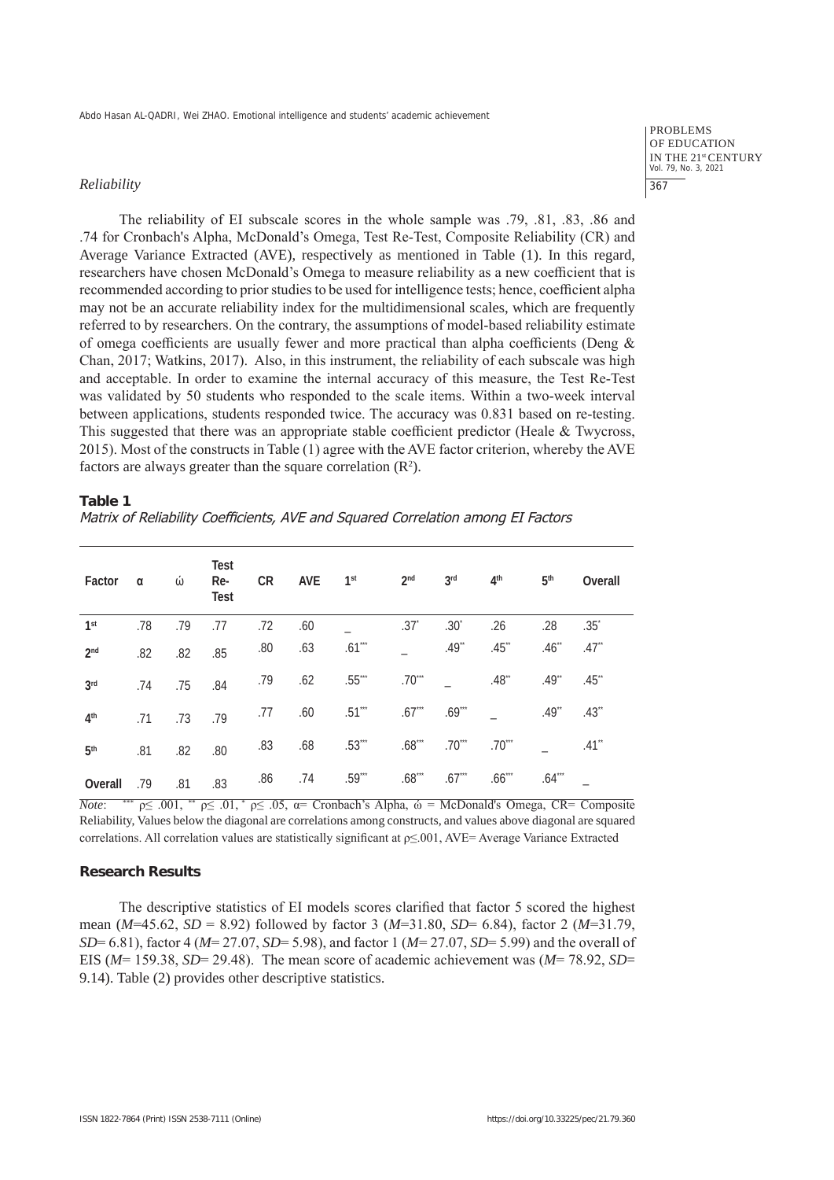*Reliability*

The reliability of EI subscale scores in the whole sample was .79, .81, .83, .86 and .74 for Cronbach's Alpha, McDonald's Omega, Test Re-Test, Composite Reliability (CR) and Average Variance Extracted (AVE), respectively as mentioned in Table (1). In this regard, researchers have chosen McDonald's Omega to measure reliability as a new coefficient that is recommended according to prior studies to be used for intelligence tests; hence, coefficient alpha may not be an accurate reliability index for the multidimensional scales, which are frequently referred to by researchers. On the contrary, the assumptions of model-based reliability estimate of omega coefficients are usually fewer and more practical than alpha coefficients (Deng & Chan, 2017; Watkins, 2017). Also, in this instrument, the reliability of each subscale was high and acceptable. In order to examine the internal accuracy of this measure, the Test Re-Test was validated by 50 students who responded to the scale items. Within a two-week interval between applications, students responded twice. The accuracy was 0.831 based on re-testing. This suggested that there was an appropriate stable coefficient predictor (Heale & Twycross, 2015). Most of the constructs in Table (1) agree with the AVE factor criterion, whereby the AVE factors are always greater than the square correlation ($R^2$).

**Table 1**

*Matrix of Reliability Coefficients, AVE and Squared Correlation among EI Factors*

| Factor | α | ώ | Test Re-Test | CR | AVE | 1st | 2nd | 3rd | 4th | 5th | Overall |
|---|---|---|---|---|---|---|---|---|---|---|---|
| 1st | .78 | .79 | .77 | .72 | .60 | _ | .37* | .30* | .26 | .28 | .35* |
| 2nd | .82 | .82 | .85 | .80 | .63 | .61*** | _ | .49** | .45** | .46** | .47** |
| 3rd | .74 | .75 | .84 | .79 | .62 | .55*** | .70*** | _ | .48** | .49** | .45** |
| 4th | .71 | .73 | .79 | .77 | .60 | .51*** | .67*** | .69*** | _ | .49** | .43** |
| 5th | .81 | .82 | .80 | .83 | .68 | .53*** | .68*** | .70*** | .70*** | _ | .41** |
| Overall | .79 | .81 | .83 | .86 | .74 | .59*** | .68*** | .67*** | .66*** | .64*** | _ |

*Note*: *** ρ≤ .001, ** ρ≤ .01, * ρ≤ .05, α= Cronbach's Alpha, ώ = McDonald's Omega, CR= Composite Reliability, Values below the diagonal are correlations among constructs, and values above diagonal are squared correlations. All correlation values are statistically significant at ρ≤.001, AVE= Average Variance Extracted

## Research Results

The descriptive statistics of EI models scores clarified that factor 5 scored the highest mean (*M*=45.62, *SD* = 8.92) followed by factor 3 (*M*=31.80, *SD*= 6.84), factor 2 (*M*=31.79, *SD*= 6.81), factor 4 (*M*= 27.07, *SD*= 5.98), and factor 1 (*M*= 27.07, *SD*= 5.99) and the overall of EIS (*M*= 159.38, *SD*= 29.48). The mean score of academic achievement was (*M*= 78.92, *SD*= 9.14). Table (2) provides other descriptive statistics.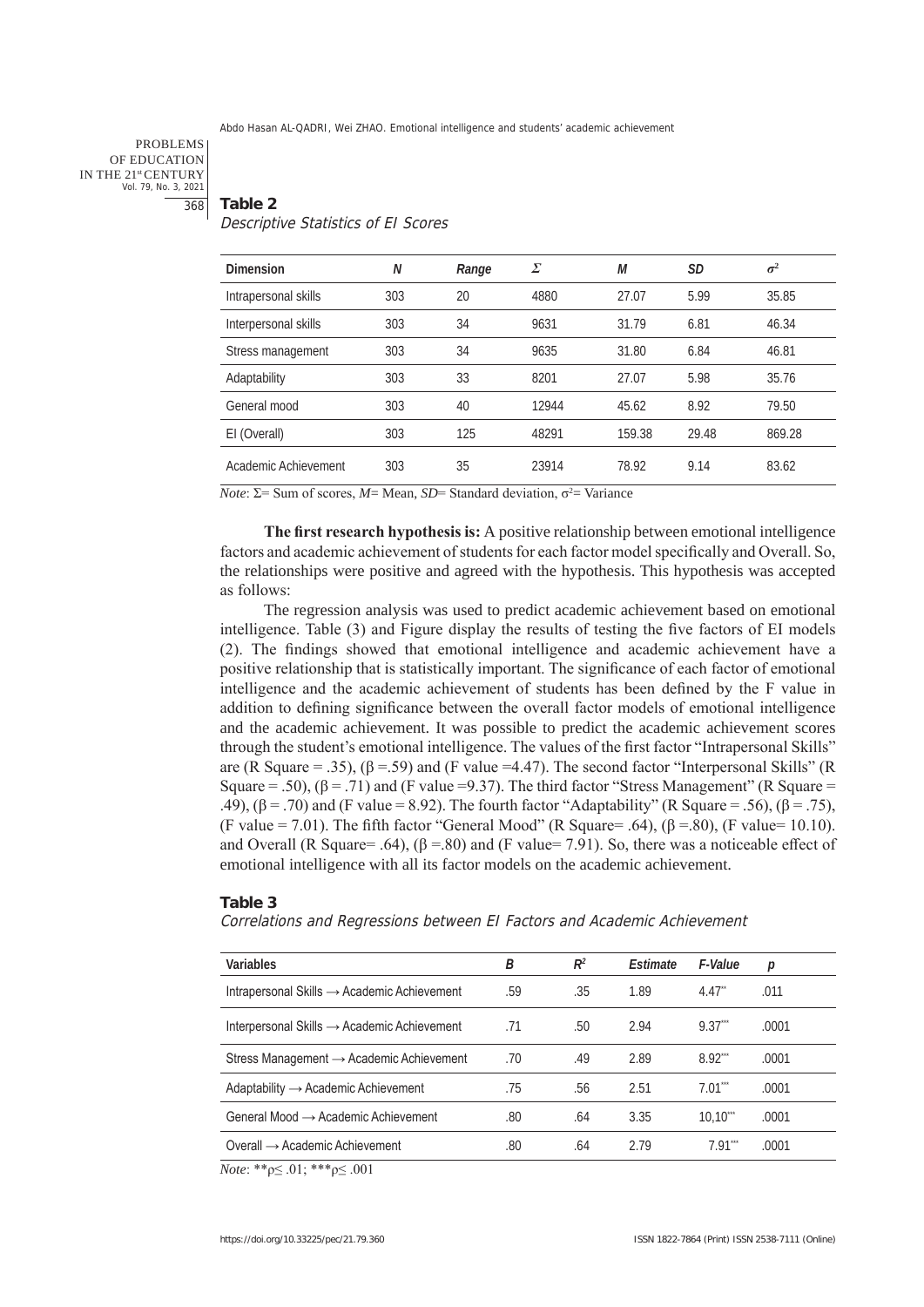**Table 2**

*Descriptive Statistics of EI Scores*

| Dimension | *N* | *Range* | *Σ* | *M* | *SD* | $\sigma^2$ |
|---|---|---|---|---|---|---|
| Intrapersonal skills | 303 | 20 | 4880 | 27.07 | 5.99 | 35.85 |
| Interpersonal skills | 303 | 34 | 9631 | 31.79 | 6.81 | 46.34 |
| Stress management | 303 | 34 | 9635 | 31.80 | 6.84 | 46.81 |
| Adaptability | 303 | 33 | 8201 | 27.07 | 5.98 | 35.76 |
| General mood | 303 | 40 | 12944 | 45.62 | 8.92 | 79.50 |
| EI (Overall) | 303 | 125 | 48291 | 159.38 | 29.48 | 869.28 |
| Academic Achievement | 303 | 35 | 23914 | 78.92 | 9.14 | 83.62 |

*Note*: Σ= Sum of scores, *M*= Mean, *SD*= Standard deviation, $\sigma^2$= Variance

**The first research hypothesis is:** A positive relationship between emotional intelligence factors and academic achievement of students for each factor model specifically and Overall. So, the relationships were positive and agreed with the hypothesis. This hypothesis was accepted as follows:

The regression analysis was used to predict academic achievement based on emotional intelligence. Table (3) and Figure display the results of testing the five factors of EI models (2). The findings showed that emotional intelligence and academic achievement have a positive relationship that is statistically important. The significance of each factor of emotional intelligence and the academic achievement of students has been defined by the F value in addition to defining significance between the overall factor models of emotional intelligence and the academic achievement. It was possible to predict the academic achievement scores through the student's emotional intelligence. The values of the first factor "Intrapersonal Skills" are (R Square = .35), ($\beta$ =.59) and (F value =4.47). The second factor "Interpersonal Skills" (R Square = .50), ($\beta$ = .71) and (F value =9.37). The third factor "Stress Management" (R Square = .49), ($\beta$ = .70) and (F value = 8.92). The fourth factor "Adaptability" (R Square = .56), ($\beta$ = .75), (F value = 7.01). The fifth factor "General Mood" (R Square= .64), ($\beta$ =.80), (F value= 10.10). and Overall (R Square= .64), ($\beta$ =.80) and (F value= 7.91). So, there was a noticeable effect of emotional intelligence with all its factor models on the academic achievement.

**Table 3**

*Correlations and Regressions between EI Factors and Academic Achievement*

| Variables | *B* | $R^2$ | *Estimate* | *F-Value* | *p* |
|---|---|---|---|---|---|
| Intrapersonal Skills → Academic Achievement | .59 | .35 | 1.89 | 4.47** | .011 |
| Interpersonal Skills → Academic Achievement | .71 | .50 | 2.94 | 9.37*** | .0001 |
| Stress Management → Academic Achievement | .70 | .49 | 2.89 | 8.92*** | .0001 |
| Adaptability → Academic Achievement | .75 | .56 | 2.51 | 7.01*** | .0001 |
| General Mood → Academic Achievement | .80 | .64 | 3.35 | 10,10*** | .0001 |
| Overall → Academic Achievement | .80 | .64 | 2.79 | 7.91*** | .0001 |

*Note*: **$\rho \leq .01$; ***$\rho \leq .001$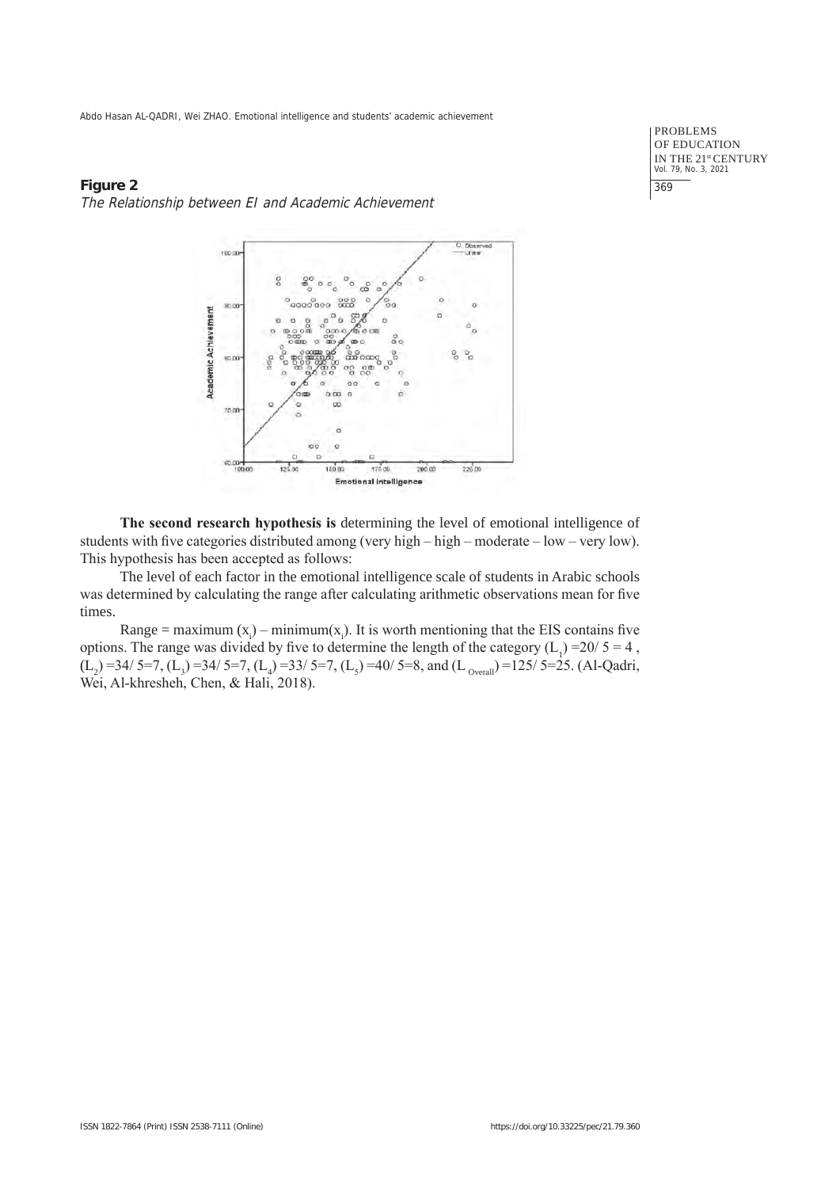**Figure 2**

*The Relationship between EI and Academic Achievement*

**The second research hypothesis is** determining the level of emotional intelligence of students with five categories distributed among (very high – high – moderate – low – very low). This hypothesis has been accepted as follows:

The level of each factor in the emotional intelligence scale of students in Arabic schools was determined by calculating the range after calculating arithmetic observations mean for five times.

Range = maximum $(x_i)$ – minimum$(x_i)$. It is worth mentioning that the EIS contains five options. The range was divided by five to determine the length of the category $(L_1) = 20/5 = 4$, $(L_2) = 34/5 = 7$, $(L_3) = 34/5 = 7$, $(L_4) = 33/5 = 7$, $(L_5) = 40/5 = 8$, and $(L_{Overall}) = 125/5 = 25$. (Al-Qadri, Wei, Al-khresheh, Chen, & Hali, 2018).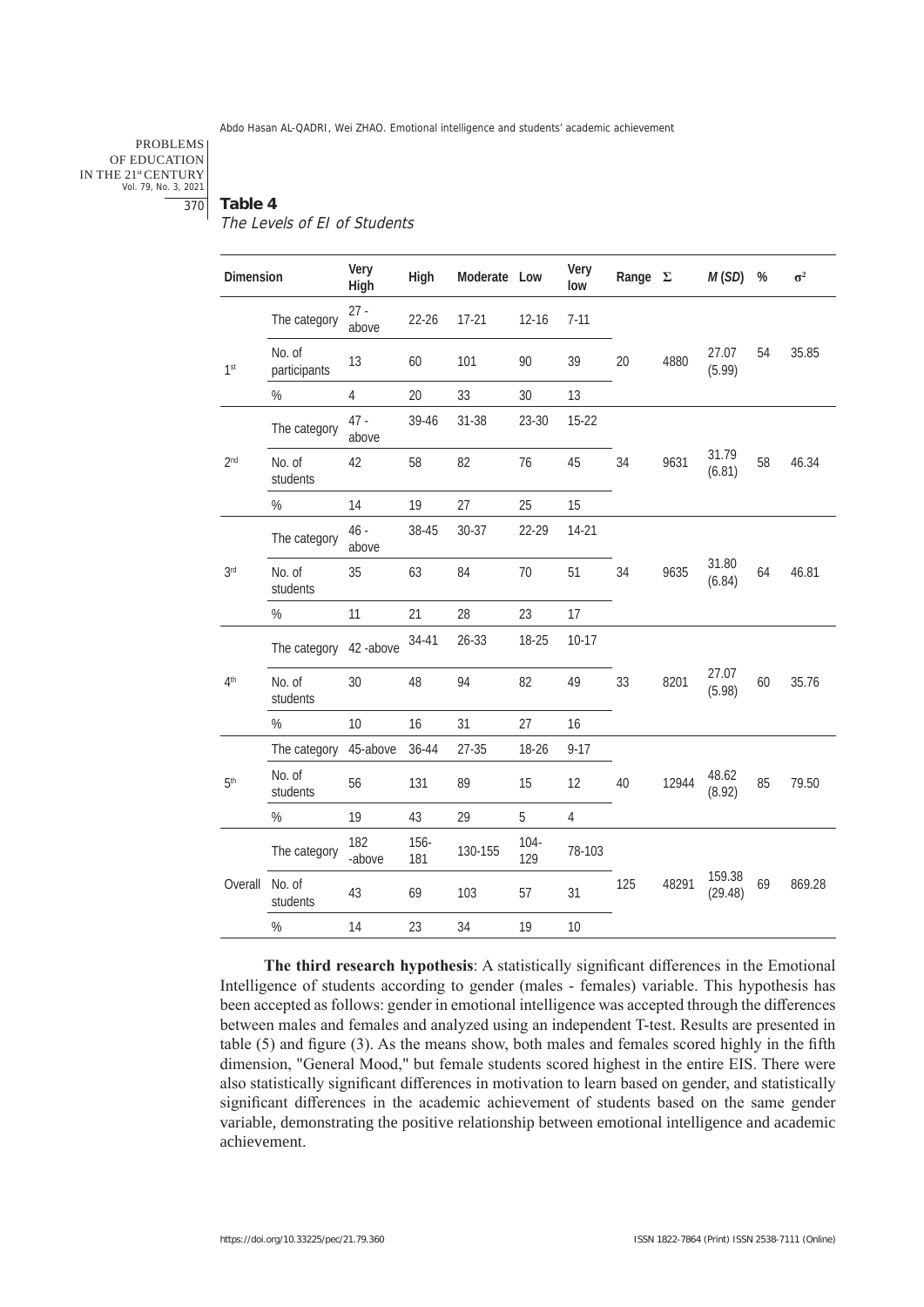**Table 4**

*The Levels of EI of Students*

| Dimension | | Very High | High | Moderate | Low | Very low | Range | Σ | *M* (*SD*) | % | $\sigma^2$ |
|---|---|---|---|---|---|---|---|---|---|---|---|
| 1st | The category | 27 - above | 22-26 | 17-21 | 12-16 | 7-11 | 20 | 4880 | 27.07 (5.99) | 54 | 35.85 |
| | No. of participants | 13 | 60 | 101 | 90 | 39 | | | | | |
| | % | 4 | 20 | 33 | 30 | 13 | | | | | |
| 2nd | The category | 47 - above | 39-46 | 31-38 | 23-30 | 15-22 | 34 | 9631 | 31.79 (6.81) | 58 | 46.34 |
| | No. of students | 42 | 58 | 82 | 76 | 45 | | | | | |
| | % | 14 | 19 | 27 | 25 | 15 | | | | | |
| 3rd | The category | 46 - above | 38-45 | 30-37 | 22-29 | 14-21 | 34 | 9635 | 31.80 (6.84) | 64 | 46.81 |
| | No. of students | 35 | 63 | 84 | 70 | 51 | | | | | |
| | % | 11 | 21 | 28 | 23 | 17 | | | | | |
| 4th | The category | 42 -above | 34-41 | 26-33 | 18-25 | 10-17 | 33 | 8201 | 27.07 (5.98) | 60 | 35.76 |
| | No. of students | 30 | 48 | 94 | 82 | 49 | | | | | |
| | % | 10 | 16 | 31 | 27 | 16 | | | | | |
| 5th | The category | 45-above | 36-44 | 27-35 | 18-26 | 9-17 | 40 | 12944 | 48.62 (8.92) | 85 | 79.50 |
| | No. of students | 56 | 131 | 89 | 15 | 12 | | | | | |
| | % | 19 | 43 | 29 | 5 | 4 | | | | | |
| Overall | The category | 182 -above | 156-181 | 130-155 | 104-129 | 78-103 | 125 | 48291 | 159.38 (29.48) | 69 | 869.28 |
| | No. of students | 43 | 69 | 103 | 57 | 31 | | | | | |
| | % | 14 | 23 | 34 | 19 | 10 | | | | | |

**The third research hypothesis**: A statistically significant differences in the Emotional Intelligence of students according to gender (males - females) variable. This hypothesis has been accepted as follows: gender in emotional intelligence was accepted through the differences between males and females and analyzed using an independent T-test. Results are presented in table (5) and figure (3). As the means show, both males and females scored highly in the fifth dimension, "General Mood," but female students scored highest in the entire EIS. There were also statistically significant differences in motivation to learn based on gender, and statistically significant differences in the academic achievement of students based on the same gender variable, demonstrating the positive relationship between emotional intelligence and academic achievement.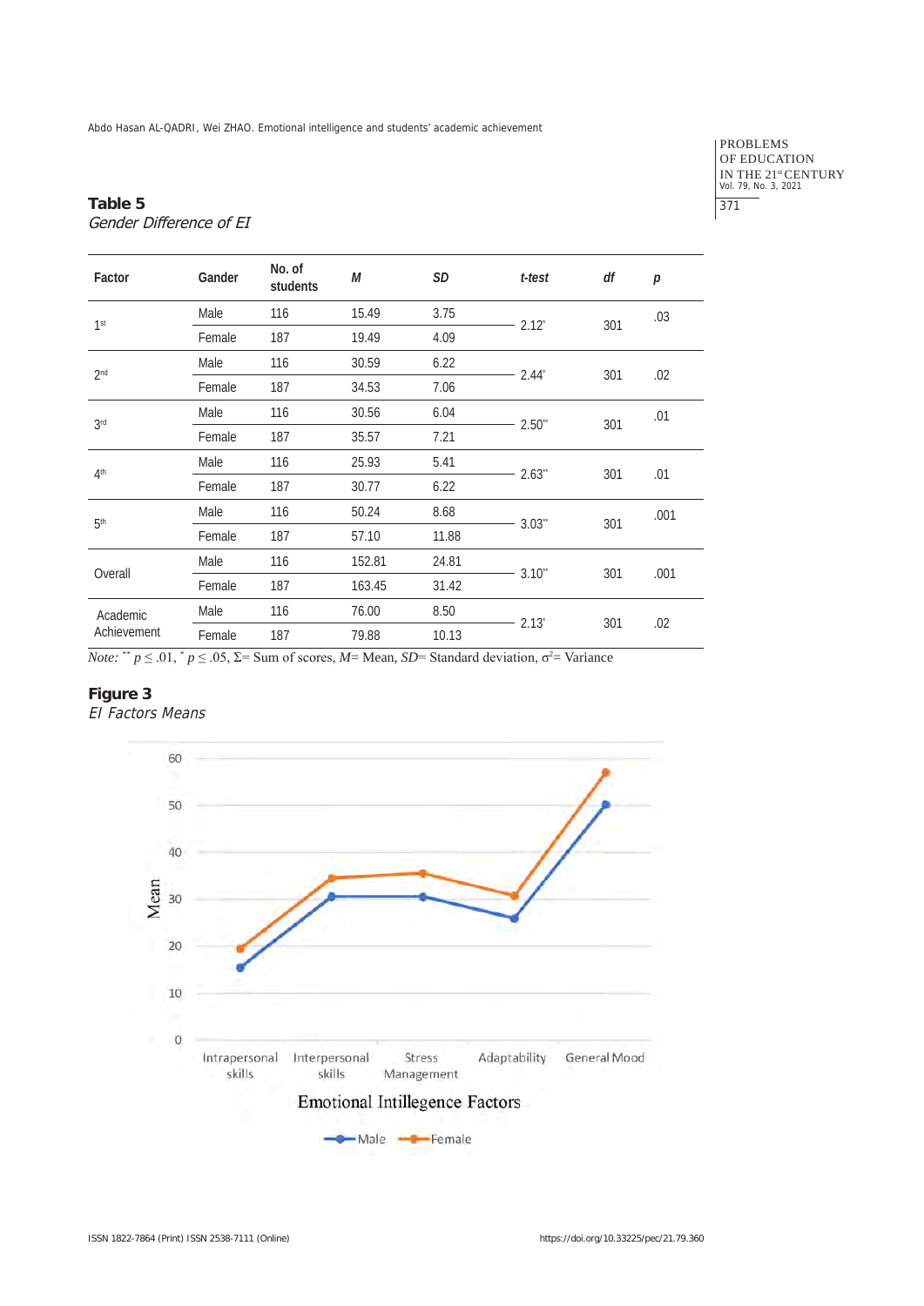**Table 5**
*Gender Difference of EI*

| Factor | Gender | No. of students | *M* | *SD* | *t-test* | *df* | *p* |
|---|---|---|---|---|---|---|---|
| 1st | Male | 116 | 15.49 | 3.75 | 2.12* | 301 | .03 |
| | Female | 187 | 19.49 | 4.09 | | | |
| 2nd | Male | 116 | 30.59 | 6.22 | 2.44* | 301 | .02 |
| | Female | 187 | 34.53 | 7.06 | | | |
| 3rd | Male | 116 | 30.56 | 6.04 | 2.50** | 301 | .01 |
| | Female | 187 | 35.57 | 7.21 | | | |
| 4th | Male | 116 | 25.93 | 5.41 | 2.63** | 301 | .01 |
| | Female | 187 | 30.77 | 6.22 | | | |
| 5th | Male | 116 | 50.24 | 8.68 | 3.03** | 301 | .001 |
| | Female | 187 | 57.10 | 11.88 | | | |
| Overall | Male | 116 | 152.81 | 24.81 | 3.10** | 301 | .001 |
| | Female | 187 | 163.45 | 31.42 | | | |
| Academic Achievement | Male | 116 | 76.00 | 8.50 | 2.13* | 301 | .02 |
| | Female | 187 | 79.88 | 10.13 | | | |

*Note:* ** $p \leq .01$, * $p \leq .05$, Σ= Sum of scores, *M*= Mean, *SD*= Standard deviation, $\sigma^2$= Variance

**Figure 3**
*EI Factors Means*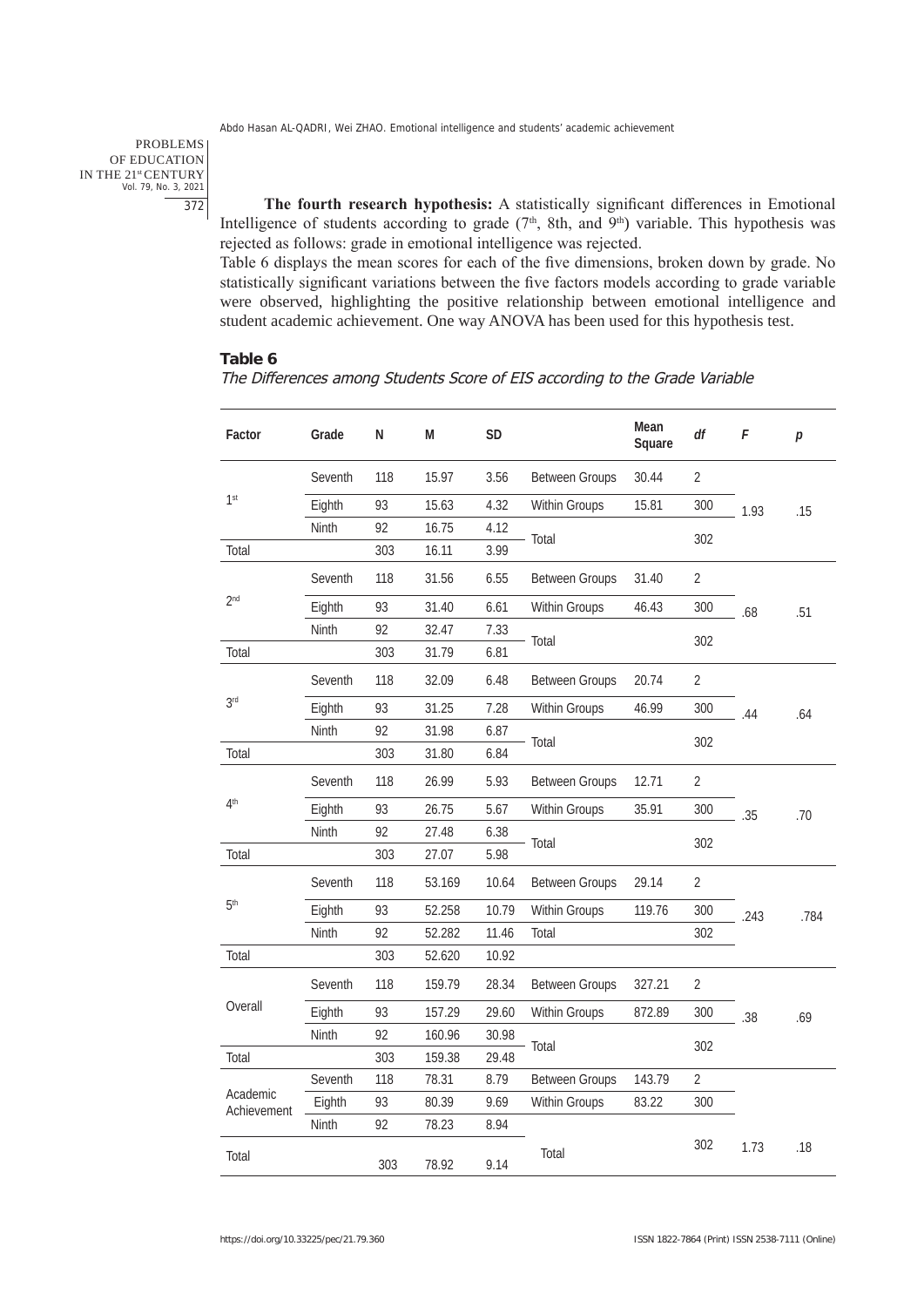**The fourth research hypothesis:** A statistically significant differences in Emotional Intelligence of students according to grade ($7^{th}$, 8th, and $9^{th}$) variable. This hypothesis was rejected as follows: grade in emotional intelligence was rejected.

Table 6 displays the mean scores for each of the five dimensions, broken down by grade. No statistically significant variations between the five factors models according to grade variable were observed, highlighting the positive relationship between emotional intelligence and student academic achievement. One way ANOVA has been used for this hypothesis test.

**Table 6**

*The Differences among Students Score of EIS according to the Grade Variable*

| Factor | Grade | N | M | SD | | Mean Square | *df* | *F* | *p* |
|---|---|---|---|---|---|---|---|---|---|
| 1st | Seventh | 118 | 15.97 | 3.56 | Between Groups | 30.44 | 2 | 1.93 | .15 |
| | Eighth | 93 | 15.63 | 4.32 | Within Groups | 15.81 | 300 | | |
| | Ninth | 92 | 16.75 | 4.12 | Total | | 302 | | |
| Total | | 303 | 16.11 | 3.99 | | | | | |
| 2nd | Seventh | 118 | 31.56 | 6.55 | Between Groups | 31.40 | 2 | .68 | .51 |
| | Eighth | 93 | 31.40 | 6.61 | Within Groups | 46.43 | 300 | | |
| | Ninth | 92 | 32.47 | 7.33 | Total | | 302 | | |
| Total | | 303 | 31.79 | 6.81 | | | | | |
| 3rd | Seventh | 118 | 32.09 | 6.48 | Between Groups | 20.74 | 2 | .44 | .64 |
| | Eighth | 93 | 31.25 | 7.28 | Within Groups | 46.99 | 300 | | |
| | Ninth | 92 | 31.98 | 6.87 | Total | | 302 | | |
| Total | | 303 | 31.80 | 6.84 | | | | | |
| 4th | Seventh | 118 | 26.99 | 5.93 | Between Groups | 12.71 | 2 | .35 | .70 |
| | Eighth | 93 | 26.75 | 5.67 | Within Groups | 35.91 | 300 | | |
| | Ninth | 92 | 27.48 | 6.38 | Total | | 302 | | |
| Total | | 303 | 27.07 | 5.98 | | | | | |
| 5th | Seventh | 118 | 53.169 | 10.64 | Between Groups | 29.14 | 2 | .243 | .784 |
| | Eighth | 93 | 52.258 | 10.79 | Within Groups | 119.76 | 300 | | |
| | Ninth | 92 | 52.282 | 11.46 | Total | | 302 | | |
| Total | | 303 | 52.620 | 10.92 | | | | | |
| Overall | Seventh | 118 | 159.79 | 28.34 | Between Groups | 327.21 | 2 | .38 | .69 |
| | Eighth | 93 | 157.29 | 29.60 | Within Groups | 872.89 | 300 | | |
| | Ninth | 92 | 160.96 | 30.98 | Total | | 302 | | |
| Total | | 303 | 159.38 | 29.48 | | | | | |
| Academic Achievement | Seventh | 118 | 78.31 | 8.79 | Between Groups | 143.79 | 2 | | |
| | Eighth | 93 | 80.39 | 9.69 | Within Groups | 83.22 | 300 | | |
| | Ninth | 92 | 78.23 | 8.94 | | | | | |
| Total | | 303 | 78.92 | 9.14 | Total | | 302 | 1.73 | .18 |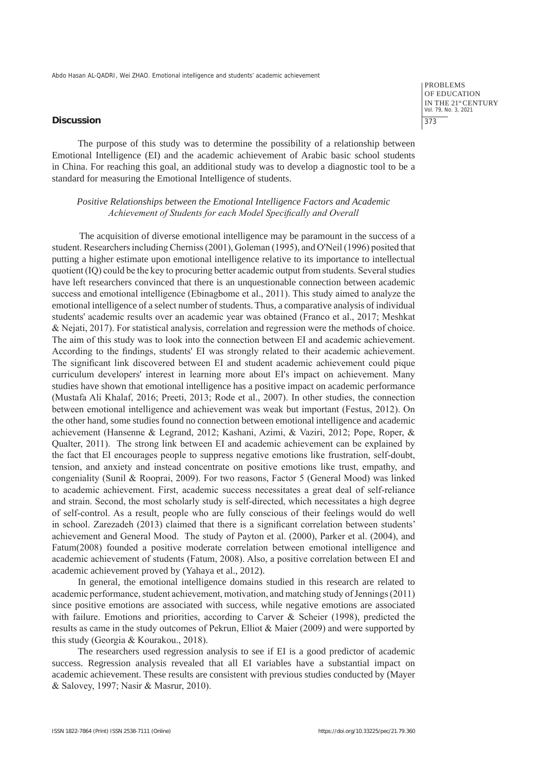## Discussion

The purpose of this study was to determine the possibility of a relationship between Emotional Intelligence (EI) and the academic achievement of Arabic basic school students in China. For reaching this goal, an additional study was to develop a diagnostic tool to be a standard for measuring the Emotional Intelligence of students.

### *Positive Relationships between the Emotional Intelligence Factors and Academic Achievement of Students for each Model Specifically and Overall*

The acquisition of diverse emotional intelligence may be paramount in the success of a student. Researchers including Cherniss (2001), Goleman (1995), and O'Neil (1996) posited that putting a higher estimate upon emotional intelligence relative to its importance to intellectual quotient (IQ) could be the key to procuring better academic output from students. Several studies have left researchers convinced that there is an unquestionable connection between academic success and emotional intelligence (Ebinagbome et al., 2011). This study aimed to analyze the emotional intelligence of a select number of students. Thus, a comparative analysis of individual students' academic results over an academic year was obtained (Franco et al., 2017; Meshkat & Nejati, 2017). For statistical analysis, correlation and regression were the methods of choice. The aim of this study was to look into the connection between EI and academic achievement. According to the findings, students' EI was strongly related to their academic achievement. The significant link discovered between EI and student academic achievement could pique curriculum developers' interest in learning more about EI's impact on achievement. Many studies have shown that emotional intelligence has a positive impact on academic performance (Mustafa Ali Khalaf, 2016; Preeti, 2013; Rode et al., 2007). In other studies, the connection between emotional intelligence and achievement was weak but important (Festus, 2012). On the other hand, some studies found no connection between emotional intelligence and academic achievement (Hansenne & Legrand, 2012; Kashani, Azimi, & Vaziri, 2012; Pope, Roper, & Qualter, 2011). The strong link between EI and academic achievement can be explained by the fact that EI encourages people to suppress negative emotions like frustration, self-doubt, tension, and anxiety and instead concentrate on positive emotions like trust, empathy, and congeniality (Sunil & Rooprai, 2009). For two reasons, Factor 5 (General Mood) was linked to academic achievement. First, academic success necessitates a great deal of self-reliance and strain. Second, the most scholarly study is self-directed, which necessitates a high degree of self-control. As a result, people who are fully conscious of their feelings would do well in school. Zarezadeh (2013) claimed that there is a significant correlation between students' achievement and General Mood. The study of Payton et al. (2000), Parker et al. (2004), and Fatum(2008) founded a positive moderate correlation between emotional intelligence and academic achievement of students (Fatum, 2008). Also, a positive correlation between EI and academic achievement proved by (Yahaya et al., 2012).

In general, the emotional intelligence domains studied in this research are related to academic performance, student achievement, motivation, and matching study of Jennings (2011) since positive emotions are associated with success, while negative emotions are associated with failure. Emotions and priorities, according to Carver & Scheier (1998), predicted the results as came in the study outcomes of Pekrun, Elliot & Maier (2009) and were supported by this study (Georgia & Kourakou., 2018).

The researchers used regression analysis to see if EI is a good predictor of academic success. Regression analysis revealed that all EI variables have a substantial impact on academic achievement. These results are consistent with previous studies conducted by (Mayer & Salovey, 1997; Nasir & Masrur, 2010).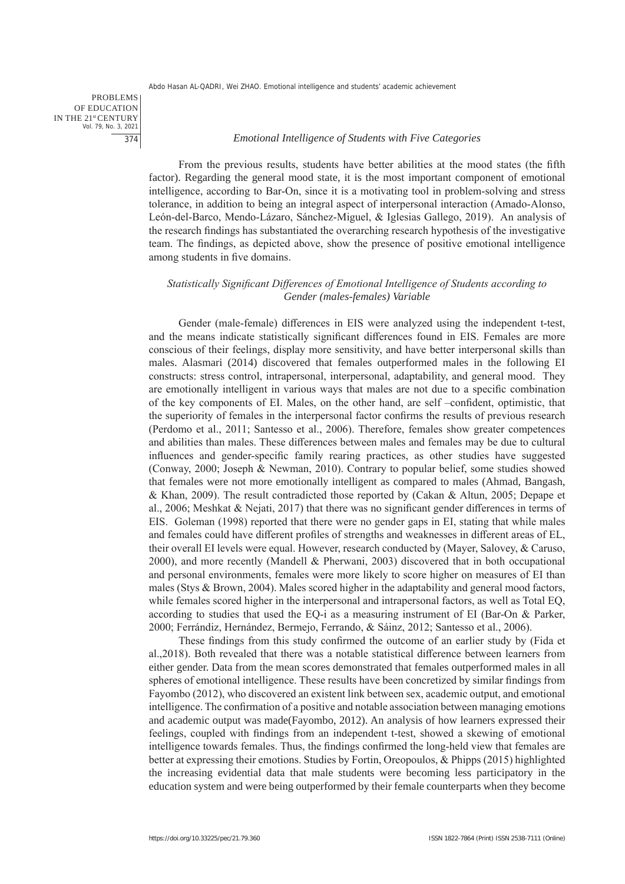*Emotional Intelligence of Students with Five Categories*

From the previous results, students have better abilities at the mood states (the fifth factor). Regarding the general mood state, it is the most important component of emotional intelligence, according to Bar-On, since it is a motivating tool in problem-solving and stress tolerance, in addition to being an integral aspect of interpersonal interaction (Amado-Alonso, León-del-Barco, Mendo-Lázaro, Sánchez-Miguel, & Iglesias Gallego, 2019). An analysis of the research findings has substantiated the overarching research hypothesis of the investigative team. The findings, as depicted above, show the presence of positive emotional intelligence among students in five domains.

*Statistically Significant Differences of Emotional Intelligence of Students according to Gender (males-females) Variable*

Gender (male-female) differences in EIS were analyzed using the independent t-test, and the means indicate statistically significant differences found in EIS. Females are more conscious of their feelings, display more sensitivity, and have better interpersonal skills than males. Alasmari (2014) discovered that females outperformed males in the following EI constructs: stress control, intrapersonal, interpersonal, adaptability, and general mood. They are emotionally intelligent in various ways that males are not due to a specific combination of the key components of EI. Males, on the other hand, are self –confident, optimistic, that the superiority of females in the interpersonal factor confirms the results of previous research (Perdomo et al., 2011; Santesso et al., 2006). Therefore, females show greater competences and abilities than males. These differences between males and females may be due to cultural influences and gender-specific family rearing practices, as other studies have suggested (Conway, 2000; Joseph & Newman, 2010). Contrary to popular belief, some studies showed that females were not more emotionally intelligent as compared to males (Ahmad, Bangash, & Khan, 2009). The result contradicted those reported by (Cakan & Altun, 2005; Depape et al., 2006; Meshkat & Nejati, 2017) that there was no significant gender differences in terms of EIS. Goleman (1998) reported that there were no gender gaps in EI, stating that while males and females could have different profiles of strengths and weaknesses in different areas of EL, their overall EI levels were equal. However, research conducted by (Mayer, Salovey, & Caruso, 2000), and more recently (Mandell & Pherwani, 2003) discovered that in both occupational and personal environments, females were more likely to score higher on measures of EI than males (Stys & Brown, 2004). Males scored higher in the adaptability and general mood factors, while females scored higher in the interpersonal and intrapersonal factors, as well as Total EQ, according to studies that used the EQ-i as a measuring instrument of EI (Bar-On & Parker, 2000; Ferrándiz, Hernández, Bermejo, Ferrando, & Sáinz, 2012; Santesso et al., 2006).

These findings from this study confirmed the outcome of an earlier study by (Fida et al.,2018). Both revealed that there was a notable statistical difference between learners from either gender. Data from the mean scores demonstrated that females outperformed males in all spheres of emotional intelligence. These results have been concretized by similar findings from Fayombo (2012), who discovered an existent link between sex, academic output, and emotional intelligence. The confirmation of a positive and notable association between managing emotions and academic output was made(Fayombo, 2012). An analysis of how learners expressed their feelings, coupled with findings from an independent t-test, showed a skewing of emotional intelligence towards females. Thus, the findings confirmed the long-held view that females are better at expressing their emotions. Studies by Fortin, Oreopoulos, & Phipps (2015) highlighted the increasing evidential data that male students were becoming less participatory in the education system and were being outperformed by their female counterparts when they become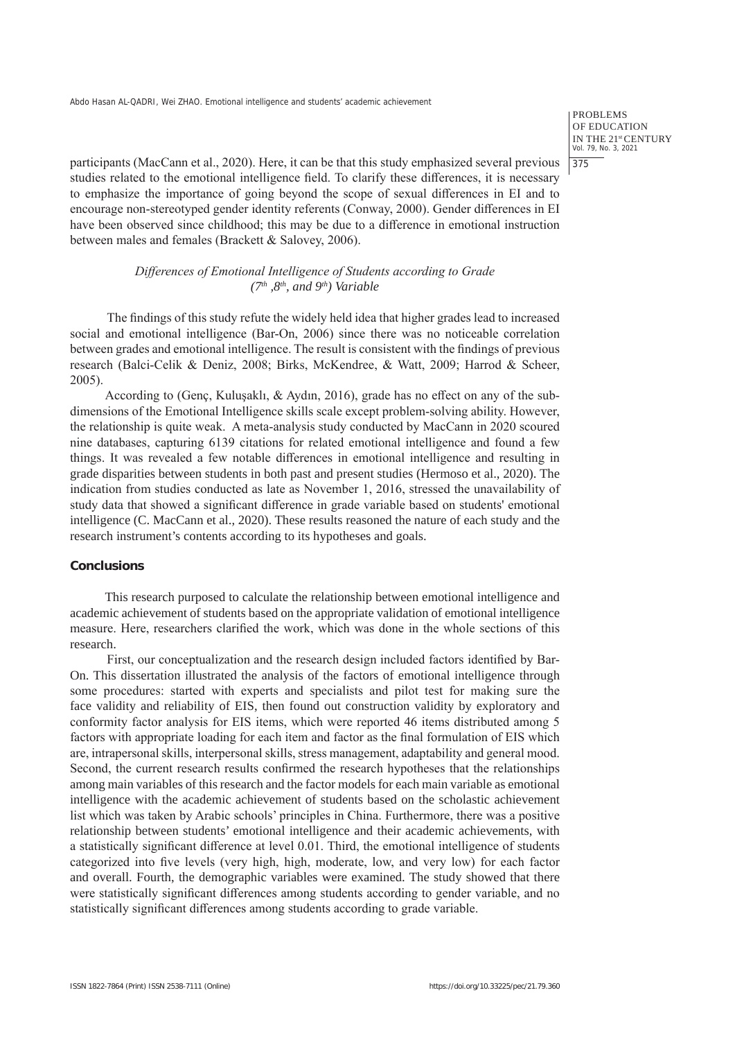participants (MacCann et al., 2020). Here, it can be that this study emphasized several previous studies related to the emotional intelligence field. To clarify these differences, it is necessary to emphasize the importance of going beyond the scope of sexual differences in EI and to encourage non-stereotyped gender identity referents (Conway, 2000). Gender differences in EI have been observed since childhood; this may be due to a difference in emotional instruction between males and females (Brackett & Salovey, 2006).

### *Differences of Emotional Intelligence of Students according to Grade (7th ,8th, and 9th) Variable*

The findings of this study refute the widely held idea that higher grades lead to increased social and emotional intelligence (Bar-On, 2006) since there was no noticeable correlation between grades and emotional intelligence. The result is consistent with the findings of previous research (Balci-Celik & Deniz, 2008; Birks, McKendree, & Watt, 2009; Harrod & Scheer, 2005).

According to (Genç, Kuluşaklı, & Aydın, 2016), grade has no effect on any of the sub-dimensions of the Emotional Intelligence skills scale except problem-solving ability. However, the relationship is quite weak. A meta-analysis study conducted by MacCann in 2020 scoured nine databases, capturing 6139 citations for related emotional intelligence and found a few things. It was revealed a few notable differences in emotional intelligence and resulting in grade disparities between students in both past and present studies (Hermoso et al., 2020). The indication from studies conducted as late as November 1, 2016, stressed the unavailability of study data that showed a significant difference in grade variable based on students' emotional intelligence (C. MacCann et al., 2020). These results reasoned the nature of each study and the research instrument's contents according to its hypotheses and goals.

## Conclusions

This research purposed to calculate the relationship between emotional intelligence and academic achievement of students based on the appropriate validation of emotional intelligence measure. Here, researchers clarified the work, which was done in the whole sections of this research.

First, our conceptualization and the research design included factors identified by Bar-On. This dissertation illustrated the analysis of the factors of emotional intelligence through some procedures: started with experts and specialists and pilot test for making sure the face validity and reliability of EIS, then found out construction validity by exploratory and conformity factor analysis for EIS items, which were reported 46 items distributed among 5 factors with appropriate loading for each item and factor as the final formulation of EIS which are, intrapersonal skills, interpersonal skills, stress management, adaptability and general mood. Second, the current research results confirmed the research hypotheses that the relationships among main variables of this research and the factor models for each main variable as emotional intelligence with the academic achievement of students based on the scholastic achievement list which was taken by Arabic schools' principles in China. Furthermore, there was a positive relationship between students' emotional intelligence and their academic achievements, with a statistically significant difference at level 0.01. Third, the emotional intelligence of students categorized into five levels (very high, high, moderate, low, and very low) for each factor and overall. Fourth, the demographic variables were examined. The study showed that there were statistically significant differences among students according to gender variable, and no statistically significant differences among students according to grade variable.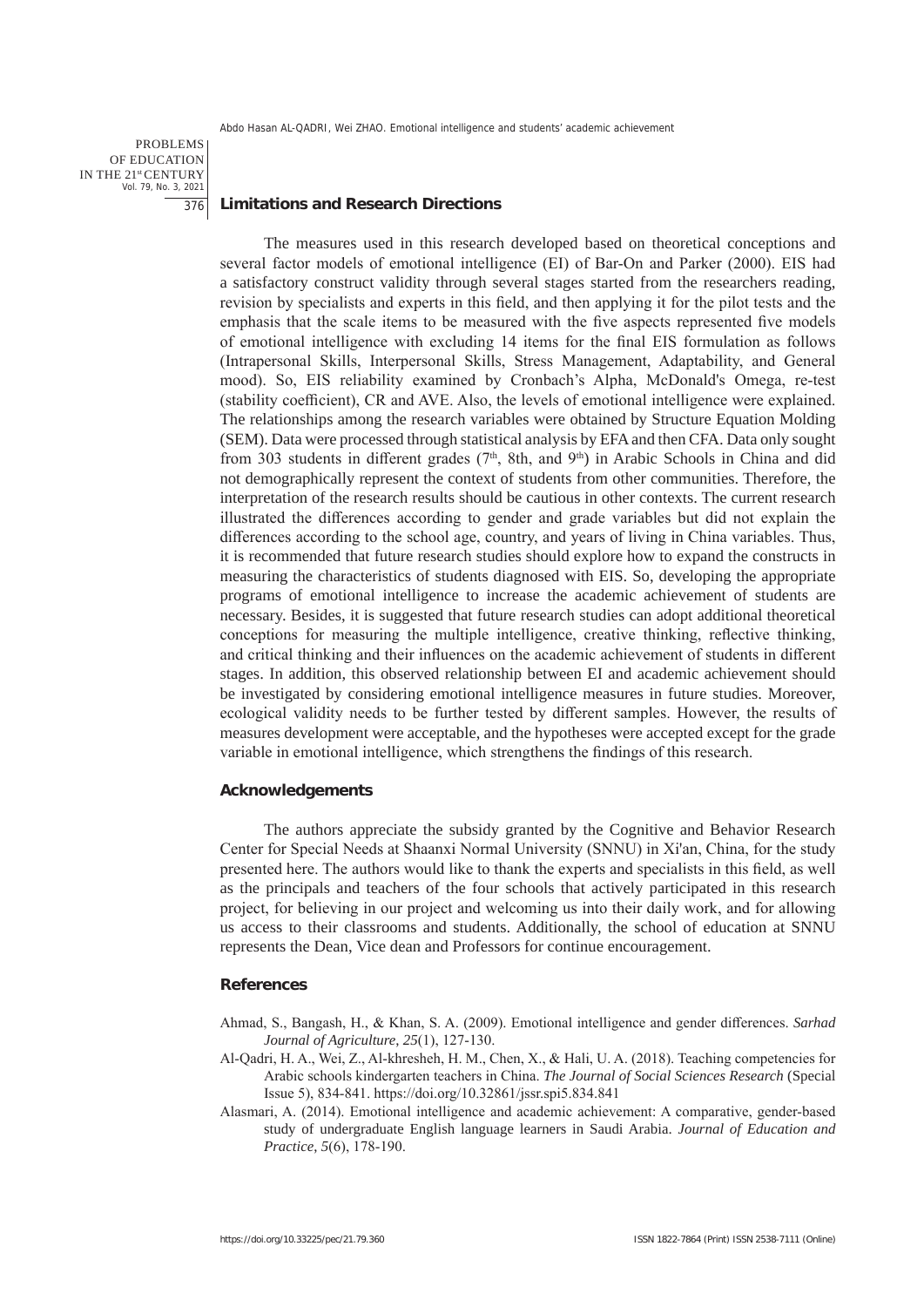## Limitations and Research Directions

The measures used in this research developed based on theoretical conceptions and several factor models of emotional intelligence (EI) of Bar-On and Parker (2000). EIS had a satisfactory construct validity through several stages started from the researchers reading, revision by specialists and experts in this field, and then applying it for the pilot tests and the emphasis that the scale items to be measured with the five aspects represented five models of emotional intelligence with excluding 14 items for the final EIS formulation as follows (Intrapersonal Skills, Interpersonal Skills, Stress Management, Adaptability, and General mood). So, EIS reliability examined by Cronbach's Alpha, McDonald's Omega, re-test (stability coefficient), CR and AVE. Also, the levels of emotional intelligence were explained. The relationships among the research variables were obtained by Structure Equation Molding (SEM). Data were processed through statistical analysis by EFA and then CFA. Data only sought from 303 students in different grades (7th, 8th, and 9th) in Arabic Schools in China and did not demographically represent the context of students from other communities. Therefore, the interpretation of the research results should be cautious in other contexts. The current research illustrated the differences according to gender and grade variables but did not explain the differences according to the school age, country, and years of living in China variables. Thus, it is recommended that future research studies should explore how to expand the constructs in measuring the characteristics of students diagnosed with EIS. So, developing the appropriate programs of emotional intelligence to increase the academic achievement of students are necessary. Besides, it is suggested that future research studies can adopt additional theoretical conceptions for measuring the multiple intelligence, creative thinking, reflective thinking, and critical thinking and their influences on the academic achievement of students in different stages. In addition, this observed relationship between EI and academic achievement should be investigated by considering emotional intelligence measures in future studies. Moreover, ecological validity needs to be further tested by different samples. However, the results of measures development were acceptable, and the hypotheses were accepted except for the grade variable in emotional intelligence, which strengthens the findings of this research.

## Acknowledgements

The authors appreciate the subsidy granted by the Cognitive and Behavior Research Center for Special Needs at Shaanxi Normal University (SNNU) in Xi'an, China, for the study presented here. The authors would like to thank the experts and specialists in this field, as well as the principals and teachers of the four schools that actively participated in this research project, for believing in our project and welcoming us into their daily work, and for allowing us access to their classrooms and students. Additionally, the school of education at SNNU represents the Dean, Vice dean and Professors for continue encouragement.

## References

Ahmad, S., Bangash, H., & Khan, S. A. (2009). Emotional intelligence and gender differences. *Sarhad Journal of Agriculture*, *25*(1), 127-130.

Al-Qadri, H. A., Wei, Z., Al-khresheh, H. M., Chen, X., & Hali, U. A. (2018). Teaching competencies for Arabic schools kindergarten teachers in China. *The Journal of Social Sciences Research* (Special Issue 5), 834-841. https://doi.org/10.32861/jssr.spi5.834.841

Alasmari, A. (2014). Emotional intelligence and academic achievement: A comparative, gender-based study of undergraduate English language learners in Saudi Arabia. *Journal of Education and Practice*, *5*(6), 178-190.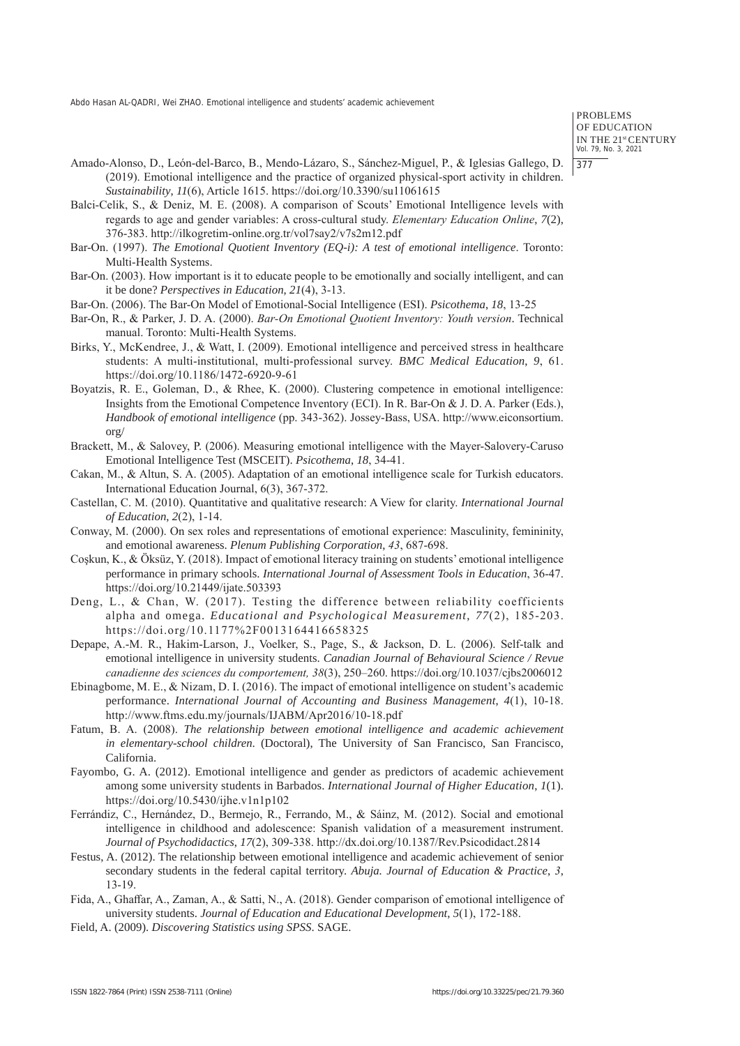Amado-Alonso, D., León-del-Barco, B., Mendo-Lázaro, S., Sánchez-Miguel, P., & Iglesias Gallego, D. (2019). Emotional intelligence and the practice of organized physical-sport activity in children. *Sustainability, 11*(6), Article 1615. https://doi.org/10.3390/su11061615

Balci-Celik, S., & Deniz, M. E. (2008). A comparison of Scouts' Emotional Intelligence levels with regards to age and gender variables: A cross-cultural study. *Elementary Education Online, 7*(2), 376-383. http://ilkogretim-online.org.tr/vol7say2/v7s2m12.pdf

Bar-On. (1997). *The Emotional Quotient Inventory (EQ-i): A test of emotional intelligence*. Toronto: Multi-Health Systems.

Bar-On. (2003). How important is it to educate people to be emotionally and socially intelligent, and can it be done? *Perspectives in Education, 21*(4), 3-13.

Bar-On. (2006). The Bar-On Model of Emotional-Social Intelligence (ESI). *Psicothema, 18*, 13-25

Bar-On, R., & Parker, J. D. A. (2000). *Bar-On Emotional Quotient Inventory: Youth version*. Technical manual. Toronto: Multi-Health Systems.

Birks, Y., McKendree, J., & Watt, I. (2009). Emotional intelligence and perceived stress in healthcare students: A multi-institutional, multi-professional survey. *BMC Medical Education, 9*, 61. https://doi.org/10.1186/1472-6920-9-61

Boyatzis, R. E., Goleman, D., & Rhee, K. (2000). Clustering competence in emotional intelligence: Insights from the Emotional Competence Inventory (ECI). In R. Bar-On & J. D. A. Parker (Eds.), *Handbook of emotional intelligence* (pp. 343-362). Jossey-Bass, USA. http://www.eiconsortium.org/

Brackett, M., & Salovey, P. (2006). Measuring emotional intelligence with the Mayer-Salovery-Caruso Emotional Intelligence Test (MSCEIT). *Psicothema, 18*, 34-41.

Cakan, M., & Altun, S. A. (2005). Adaptation of an emotional intelligence scale for Turkish educators. International Education Journal, 6(3), 367-372.

Castellan, C. M. (2010). Quantitative and qualitative research: A View for clarity. *International Journal of Education, 2*(2), 1-14.

Conway, M. (2000). On sex roles and representations of emotional experience: Masculinity, femininity, and emotional awareness. *Plenum Publishing Corporation, 43*, 687-698.

Coşkun, K., & Öksüz, Y. (2018). Impact of emotional literacy training on students' emotional intelligence performance in primary schools. *International Journal of Assessment Tools in Education*, 36-47. https://doi.org/10.21449/ijate.503393

Deng, L., & Chan, W. (2017). Testing the difference between reliability coefficients alpha and omega. *Educational and Psychological Measurement, 77*(2), 185-203. https://doi.org/10.1177%2F0013164416658325

Depape, A.-M. R., Hakim-Larson, J., Voelker, S., Page, S., & Jackson, D. L. (2006). Self-talk and emotional intelligence in university students. *Canadian Journal of Behavioural Science / Revue canadienne des sciences du comportement, 38*(3), 250–260. https://doi.org/10.1037/cjbs2006012

Ebinagbome, M. E., & Nizam, D. I. (2016). The impact of emotional intelligence on student's academic performance. *International Journal of Accounting and Business Management, 4*(1), 10-18. http://www.ftms.edu.my/journals/IJABM/Apr2016/10-18.pdf

Fatum, B. A. (2008). *The relationship between emotional intelligence and academic achievement in elementary-school children.* (Doctoral), The University of San Francisco, San Francisco, California.

Fayombo, G. A. (2012). Emotional intelligence and gender as predictors of academic achievement among some university students in Barbados. *International Journal of Higher Education, 1*(1). https://doi.org/10.5430/ijhe.v1n1p102

Ferrándiz, C., Hernández, D., Bermejo, R., Ferrando, M., & Sáinz, M. (2012). Social and emotional intelligence in childhood and adolescence: Spanish validation of a measurement instrument. *Journal of Psychodidactics, 17*(2), 309-338. http://dx.doi.org/10.1387/Rev.Psicodidact.2814

Festus, A. (2012). The relationship between emotional intelligence and academic achievement of senior secondary students in the federal capital territory. *Abuja. Journal of Education & Practice, 3*, 13-19.

Fida, A., Ghaffar, A., Zaman, A., & Satti, N., A. (2018). Gender comparison of emotional intelligence of university students. *Journal of Education and Educational Development, 5*(1), 172-188.

Field, A. (2009). *Discovering Statistics using SPSS*. SAGE.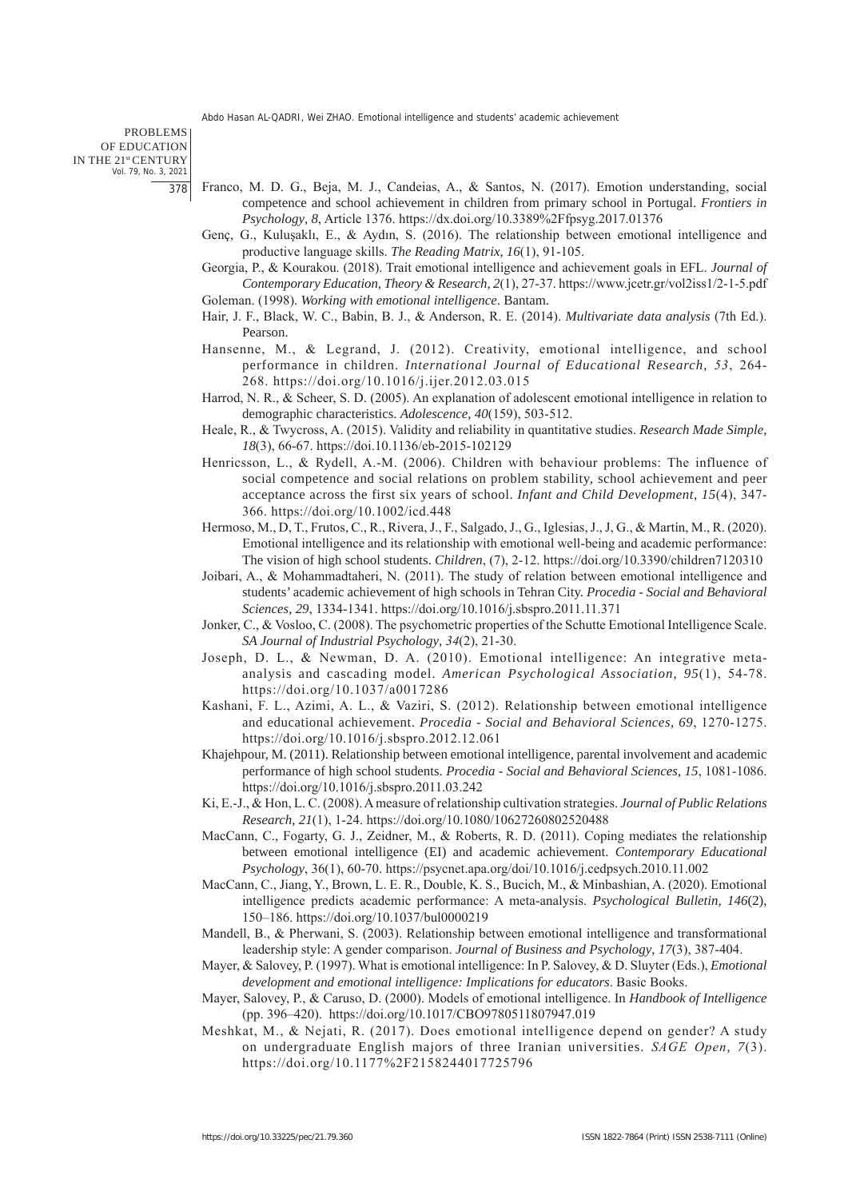Franco, M. D. G., Beja, M. J., Candeias, A., & Santos, N. (2017). Emotion understanding, social competence and school achievement in children from primary school in Portugal. *Frontiers in Psychology*, *8*, Article 1376. https://dx.doi.org/10.3389%2Ffpsyg.2017.01376

Genç, G., Kuluşaklı, E., & Aydın, S. (2016). The relationship between emotional intelligence and productive language skills. *The Reading Matrix, 16*(1), 91-105.

Georgia, P., & Kourakou. (2018). Trait emotional intelligence and achievement goals in EFL. *Journal of Contemporary Education, Theory & Research, 2*(1), 27-37. https://www.jcetr.gr/vol2iss1/2-1-5.pdf

Goleman. (1998). *Working with emotional intelligence*. Bantam.

Hair, J. F., Black, W. C., Babin, B. J., & Anderson, R. E. (2014). *Multivariate data analysis* (7th Ed.). Pearson.

Hansenne, M., & Legrand, J. (2012). Creativity, emotional intelligence, and school performance in children. *International Journal of Educational Research, 53*, 264-268. https://doi.org/10.1016/j.ijer.2012.03.015

Harrod, N. R., & Scheer, S. D. (2005). An explanation of adolescent emotional intelligence in relation to demographic characteristics. *Adolescence, 40*(159), 503-512.

Heale, R., & Twycross, A. (2015). Validity and reliability in quantitative studies. *Research Made Simple, 18*(3), 66-67. https://doi.10.1136/eb-2015-102129

Henricsson, L., & Rydell, A.-M. (2006). Children with behaviour problems: The influence of social competence and social relations on problem stability, school achievement and peer acceptance across the first six years of school. *Infant and Child Development, 15*(4), 347-366. https://doi.org/10.1002/icd.448

Hermoso, M., D, T., Frutos, C., R., Rivera, J., F., Salgado, J., G., Iglesias, J., J, G., & Martín, M., R. (2020). Emotional intelligence and its relationship with emotional well-being and academic performance: The vision of high school students. *Children*, (7), 2-12. https://doi.org/10.3390/children7120310

Joibari, A., & Mohammadtaheri, N. (2011). The study of relation between emotional intelligence and students' academic achievement of high schools in Tehran City. *Procedia - Social and Behavioral Sciences, 29*, 1334-1341. https://doi.org/10.1016/j.sbspro.2011.11.371

Jonker, C., & Vosloo, C. (2008). The psychometric properties of the Schutte Emotional Intelligence Scale. *SA Journal of Industrial Psychology*, *34*(2), 21-30.

Joseph, D. L., & Newman, D. A. (2010). Emotional intelligence: An integrative meta-analysis and cascading model. *American Psychological Association, 95*(1), 54-78. https://doi.org/10.1037/a0017286

Kashani, F. L., Azimi, A. L., & Vaziri, S. (2012). Relationship between emotional intelligence and educational achievement. *Procedia - Social and Behavioral Sciences, 69*, 1270-1275. https://doi.org/10.1016/j.sbspro.2012.12.061

Khajehpour, M. (2011). Relationship between emotional intelligence, parental involvement and academic performance of high school students. *Procedia - Social and Behavioral Sciences, 15*, 1081-1086. https://doi.org/10.1016/j.sbspro.2011.03.242

Ki, E.-J., & Hon, L. C. (2008). A measure of relationship cultivation strategies. *Journal of Public Relations Research, 21*(1), 1-24. https://doi.org/10.1080/10627260802520488

MacCann, C., Fogarty, G. J., Zeidner, M., & Roberts, R. D. (2011). Coping mediates the relationship between emotional intelligence (EI) and academic achievement. *Contemporary Educational Psychology*, 36(1), 60-70. https://psycnet.apa.org/doi/10.1016/j.cedpsych.2010.11.002

MacCann, C., Jiang, Y., Brown, L. E. R., Double, K. S., Bucich, M., & Minbashian, A. (2020). Emotional intelligence predicts academic performance: A meta-analysis. *Psychological Bulletin, 146*(2), 150–186. https://doi.org/10.1037/bul0000219

Mandell, B., & Pherwani, S. (2003). Relationship between emotional intelligence and transformational leadership style: A gender comparison. *Journal of Business and Psychology, 17*(3), 387-404.

Mayer, & Salovey, P. (1997). What is emotional intelligence: In P. Salovey, & D. Sluyter (Eds.), *Emotional development and emotional intelligence: Implications for educators*. Basic Books.

Mayer, Salovey, P., & Caruso, D. (2000). Models of emotional intelligence. In *Handbook of Intelligence* (pp. 396–420). https://doi.org/10.1017/CBO9780511807947.019

Meshkat, M., & Nejati, R. (2017). Does emotional intelligence depend on gender? A study on undergraduate English majors of three Iranian universities. *SAGE Open, 7*(3). https://doi.org/10.1177%2F2158244017725796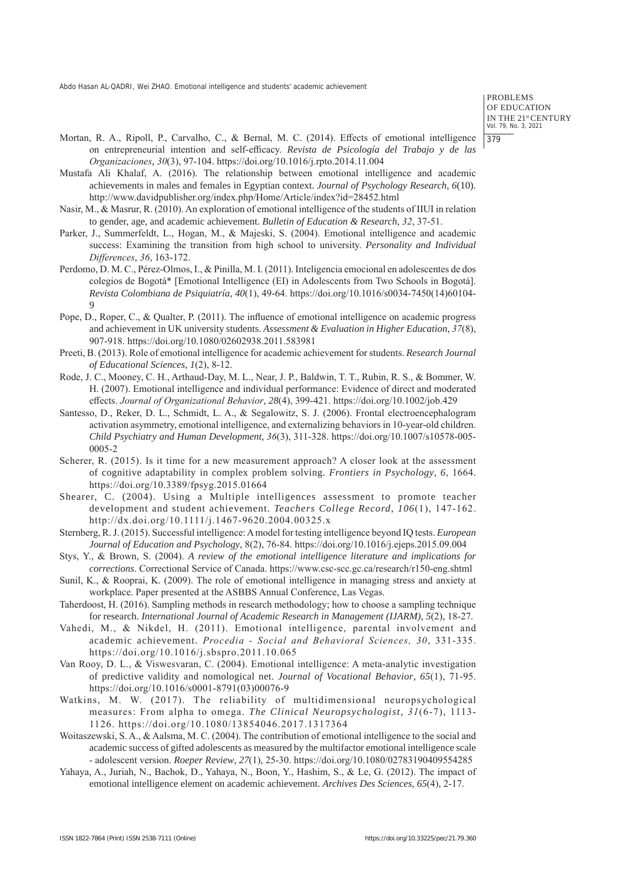Mortan, R. A., Ripoll, P., Carvalho, C., & Bernal, M. C. (2014). Effects of emotional intelligence on entrepreneurial intention and self-efficacy. *Revista de Psicología del Trabajo y de las Organizaciones*, *30*(3), 97-104. https://doi.org/10.1016/j.rpto.2014.11.004

Mustafa Ali Khalaf, A. (2016). The relationship between emotional intelligence and academic achievements in males and females in Egyptian context. *Journal of Psychology Research*, *6*(10). http://www.davidpublisher.org/index.php/Home/Article/index?id=28452.html

Nasir, M., & Masrur, R. (2010). An exploration of emotional intelligence of the students of IIUI in relation to gender, age, and academic achievement. *Bulletin of Education & Research, 32*, 37-51.

Parker, J., Summerfeldt, L., Hogan, M., & Majeski, S. (2004). Emotional intelligence and academic success: Examining the transition from high school to university. *Personality and Individual Differences*, *36*, 163-172.

Perdomo, D. M. C., Pérez-Olmos, I., & Pinilla, M. I. (2011). Inteligencia emocional en adolescentes de dos colegios de Bogotá* [Emotional Intelligence (EI) in Adolescents from Two Schools in Bogotá]. *Revista Colombiana de Psiquiatría*, *40*(1), 49-64. https://doi.org/10.1016/s0034-7450(14)60104-9

Pope, D., Roper, C., & Qualter, P. (2011). The influence of emotional intelligence on academic progress and achievement in UK university students. *Assessment & Evaluation in Higher Education, 37*(8), 907-918. https://doi.org/10.1080/02602938.2011.583981

Preeti, B. (2013). Role of emotional intelligence for academic achievement for students. *Research Journal of Educational Sciences, 1*(2), 8-12.

Rode, J. C., Mooney, C. H., Arthaud-Day, M. L., Near, J. P., Baldwin, T. T., Rubin, R. S., & Bommer, W. H. (2007). Emotional intelligence and individual performance: Evidence of direct and moderated effects. *Journal of Organizational Behavior*, *28*(4), 399-421. https://doi.org/10.1002/job.429

Santesso, D., Reker, D. L., Schmidt, L. A., & Segalowitz, S. J. (2006). Frontal electroencephalogram activation asymmetry, emotional intelligence, and externalizing behaviors in 10-year-old children. *Child Psychiatry and Human Development, 36*(3), 311-328. https://doi.org/10.1007/s10578-005-0005-2

Scherer, R. (2015). Is it time for a new measurement approach? A closer look at the assessment of cognitive adaptability in complex problem solving. *Frontiers in Psychology, 6*, 1664. https://doi.org/10.3389/fpsyg.2015.01664

Shearer, C. (2004). Using a Multiple intelligences assessment to promote teacher development and student achievement. *Teachers College Record*, *106*(1), 147-162. http://dx.doi.org/10.1111/j.1467-9620.2004.00325.x

Sternberg, R. J. (2015). Successful intelligence: A model for testing intelligence beyond IQ tests. *European Journal of Education and Psychology*, 8(2), 76-84. https://doi.org/10.1016/j.ejeps.2015.09.004

Stys, Y., & Brown, S. (2004). *A review of the emotional intelligence literature and implications for corrections*. Correctional Service of Canada. https://www.csc-scc.gc.ca/research/r150-eng.shtml

Sunil, K., & Rooprai, K. (2009). The role of emotional intelligence in managing stress and anxiety at workplace. Paper presented at the ASBBS Annual Conference, Las Vegas.

Taherdoost, H. (2016). Sampling methods in research methodology; how to choose a sampling technique for research. *International Journal of Academic Research in Management (IJARM), 5*(2), 18-27.

Vahedi, M., & Nikdel, H. (2011). Emotional intelligence, parental involvement and academic achievement. *Procedia - Social and Behavioral Sciences, 30*, 331-335. https://doi.org/10.1016/j.sbspro.2011.10.065

Van Rooy, D. L., & Viswesvaran, C. (2004). Emotional intelligence: A meta-analytic investigation of predictive validity and nomological net. *Journal of Vocational Behavior, 65*(1), 71-95. https://doi.org/10.1016/s0001-8791(03)00076-9

Watkins, M. W. (2017). The reliability of multidimensional neuropsychological measures: From alpha to omega. *The Clinical Neuropsychologist, 31*(6-7), 1113-1126. https://doi.org/10.1080/13854046.2017.1317364

Woitaszewski, S. A., & Aalsma, M. C. (2004). The contribution of emotional intelligence to the social and academic success of gifted adolescents as measured by the multifactor emotional intelligence scale - adolescent version. *Roeper Review, 27*(1), 25-30. https://doi.org/10.1080/02783190409554285

Yahaya, A., Juriah, N., Bachok, D., Yahaya, N., Boon, Y., Hashim, S., & Le, G. (2012). The impact of emotional intelligence element on academic achievement. *Archives Des Sciences, 65*(4), 2-17.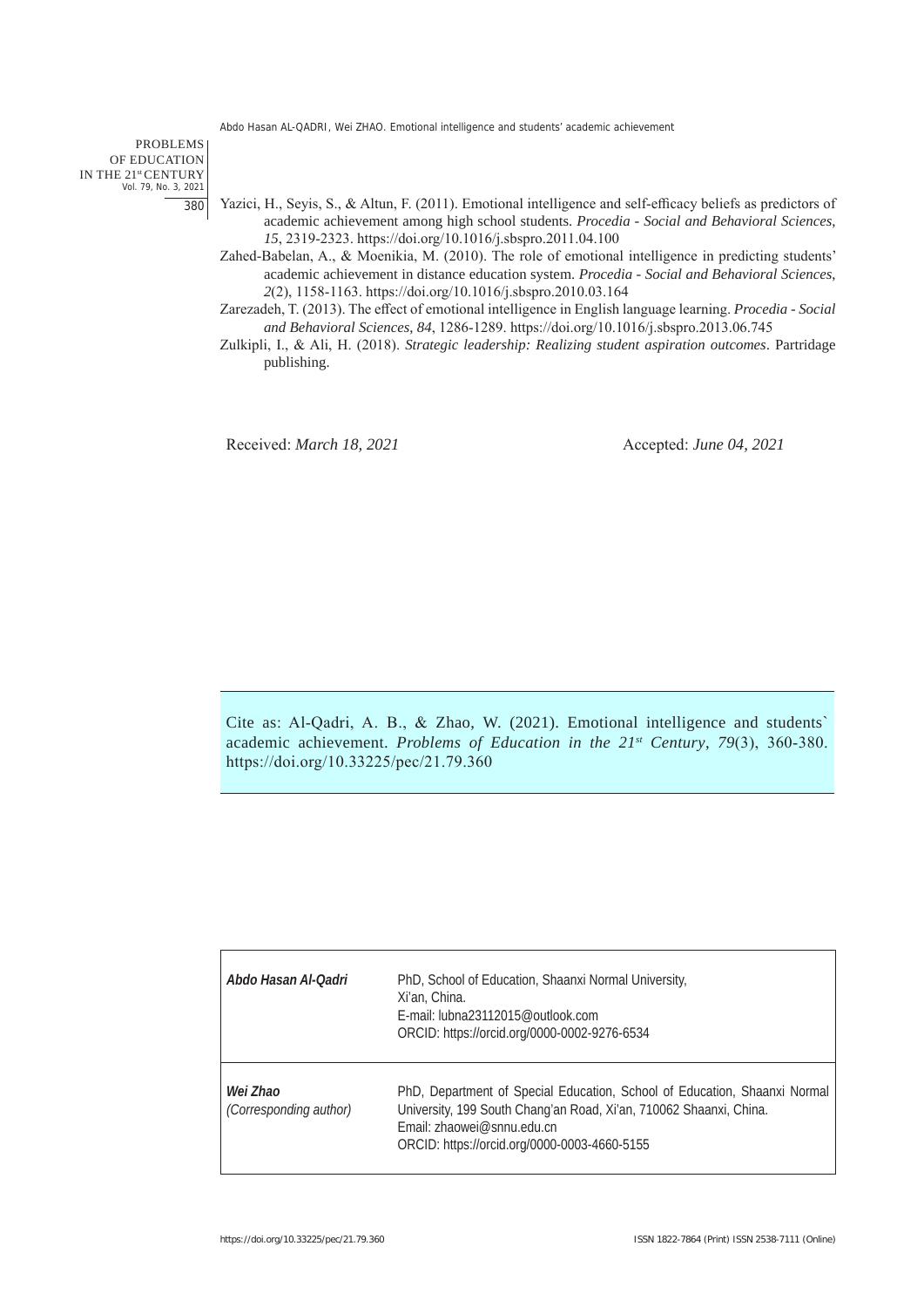Yazici, H., Seyis, S., & Altun, F. (2011). Emotional intelligence and self-efficacy beliefs as predictors of academic achievement among high school students. *Procedia - Social and Behavioral Sciences, 15*, 2319-2323. https://doi.org/10.1016/j.sbspro.2011.04.100

Zahed-Babelan, A., & Moenikia, M. (2010). The role of emotional intelligence in predicting students' academic achievement in distance education system. *Procedia - Social and Behavioral Sciences, 2*(2), 1158-1163. https://doi.org/10.1016/j.sbspro.2010.03.164

Zarezadeh, T. (2013). The effect of emotional intelligence in English language learning. *Procedia - Social and Behavioral Sciences, 84*, 1286-1289. https://doi.org/10.1016/j.sbspro.2013.06.745

Zulkipli, I., & Ali, H. (2018). *Strategic leadership: Realizing student aspiration outcomes*. Partridage publishing.

Received: *March 18, 2021*　　　　　　Accepted: *June 04, 2021*

Cite as: Al-Qadri, A. B., & Zhao, W. (2021). Emotional intelligence and students` academic achievement. *Problems of Education in the 21st Century, 79*(3), 360-380. https://doi.org/10.33225/pec/21.79.360

| | |
|---|---|
| ***Abdo Hasan Al-Qadri*** | PhD, School of Education, Shaanxi Normal University, Xi'an, China. E-mail: lubna23112015@outlook.com ORCID: https://orcid.org/0000-0002-9276-6534 |
| ***Wei Zhao*** *(Corresponding author)* | PhD, Department of Special Education, School of Education, Shaanxi Normal University, 199 South Chang'an Road, Xi'an, 710062 Shaanxi, China. Email: zhaowei@snnu.edu.cn ORCID: https://orcid.org/0000-0003-4660-5155 |